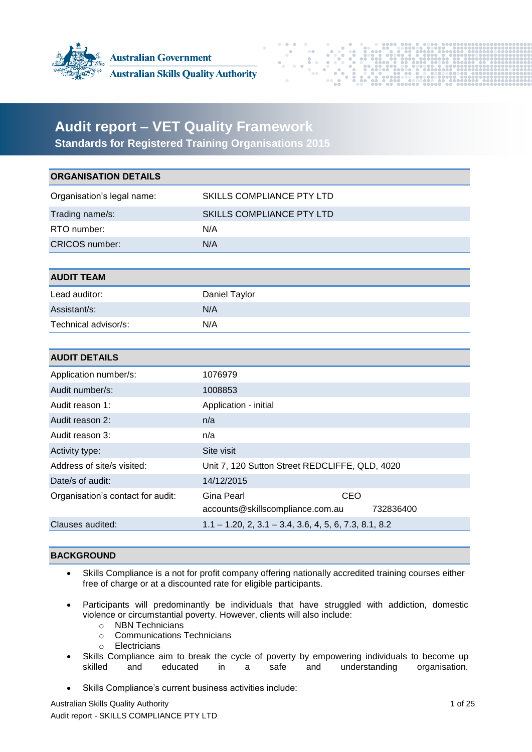Australian Government
Australian Skills Quality Authority

# Audit report – VET Quality Framework

## Standards for Registered Training Organisations 2015

| ORGANISATION DETAILS | |
|---|---|
| Organisation's legal name: | SKILLS COMPLIANCE PTY LTD |
| Trading name/s: | SKILLS COMPLIANCE PTY LTD |
| RTO number: | N/A |
| CRICOS number: | N/A |

| AUDIT TEAM | |
|---|---|
| Lead auditor: | Daniel Taylor |
| Assistant/s: | N/A |
| Technical advisor/s: | N/A |

| AUDIT DETAILS | |
|---|---|
| Application number/s: | 1076979 |
| Audit number/s: | 1008853 |
| Audit reason 1: | Application - initial |
| Audit reason 2: | n/a |
| Audit reason 3: | n/a |
| Activity type: | Site visit |
| Address of site/s visited: | Unit 7, 120 Sutton Street REDCLIFFE, QLD, 4020 |
| Date/s of audit: | 14/12/2015 |
| Organisation's contact for audit: | Gina Pearl CEO accounts@skillscompliance.com.au 732836400 |
| Clauses audited: | 1.1 – 1.20, 2, 3.1 – 3.4, 3.6, 4, 5, 6, 7.3, 8.1, 8.2 |

## BACKGROUND

- Skills Compliance is a not for profit company offering nationally accredited training courses either free of charge or at a discounted rate for eligible participants.
- Participants will predominantly be individuals that have struggled with addiction, domestic violence or circumstantial poverty. However, clients will also include:
  - NBN Technicians
  - Communications Technicians
  - Electricians
- Skills Compliance aim to break the cycle of poverty by empowering individuals to become up skilled and educated in a safe and understanding organisation.
- Skills Compliance's current business activities include: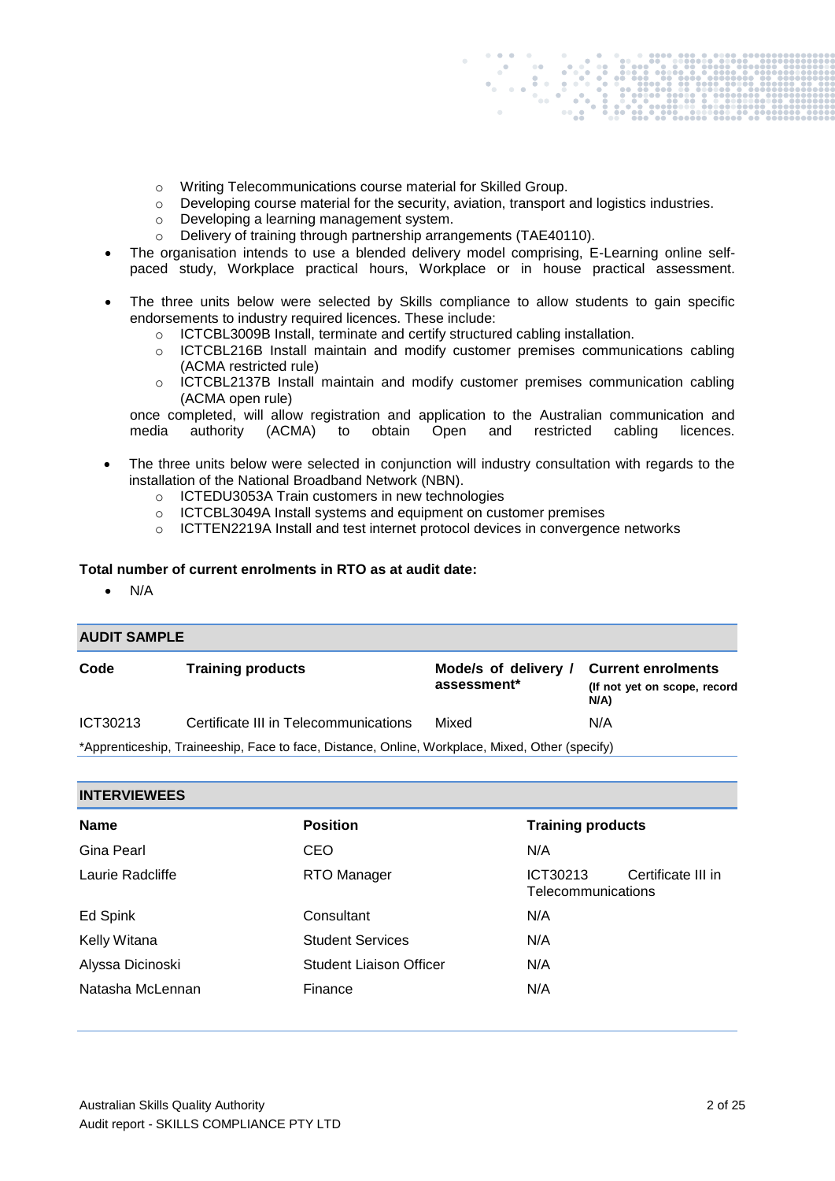- Writing Telecommunications course material for Skilled Group.
  - Developing course material for the security, aviation, transport and logistics industries.
  - Developing a learning management system.
  - Delivery of training through partnership arrangements (TAE40110).
- The organisation intends to use a blended delivery model comprising, E-Learning online self-paced study, Workplace practical hours, Workplace or in house practical assessment.
- The three units below were selected by Skills compliance to allow students to gain specific endorsements to industry required licences. These include:
  - ICTCBL3009B Install, terminate and certify structured cabling installation.
  - ICTCBL216B Install maintain and modify customer premises communications cabling (ACMA restricted rule)
  - ICTCBL2137B Install maintain and modify customer premises communication cabling (ACMA open rule)

  once completed, will allow registration and application to the Australian communication and media authority (ACMA) to obtain Open and restricted cabling licences.
- The three units below were selected in conjunction will industry consultation with regards to the installation of the National Broadband Network (NBN).
  - ICTEDU3053A Train customers in new technologies
  - ICTCBL3049A Install systems and equipment on customer premises
  - ICTTEN2219A Install and test internet protocol devices in convergence networks

**Total number of current enrolments in RTO as at audit date:**

- N/A

## AUDIT SAMPLE

| Code | Training products | Mode/s of delivery / assessment* | Current enrolments (If not yet on scope, record N/A) |
|---|---|---|---|
| ICT30213 | Certificate III in Telecommunications | Mixed | N/A |

*Apprenticeship, Traineeship, Face to face, Distance, Online, Workplace, Mixed, Other (specify)

## INTERVIEWEES

| Name | Position | Training products |
|---|---|---|
| Gina Pearl | CEO | N/A |
| Laurie Radcliffe | RTO Manager | ICT30213 Certificate III in Telecommunications |
| Ed Spink | Consultant | N/A |
| Kelly Witana | Student Services | N/A |
| Alyssa Dicinoski | Student Liaison Officer | N/A |
| Natasha McLennan | Finance | N/A |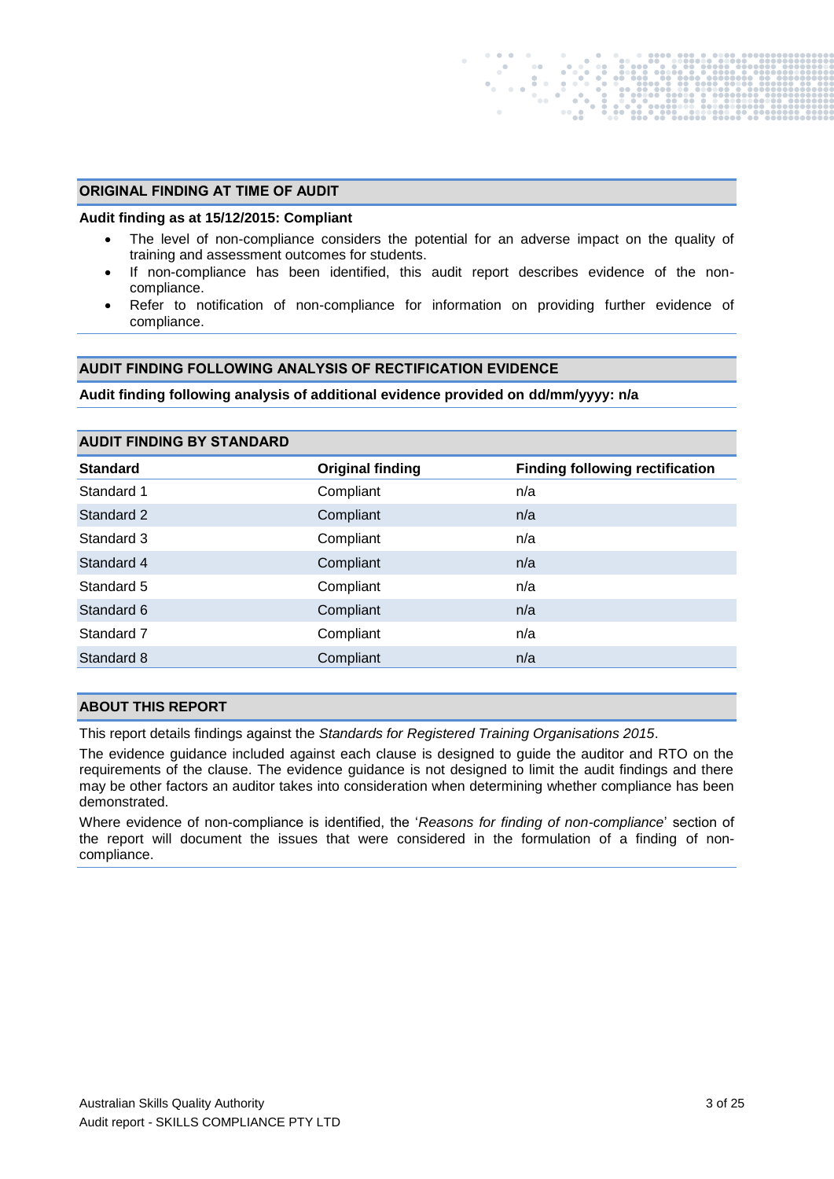## ORIGINAL FINDING AT TIME OF AUDIT

**Audit finding as at 15/12/2015: Compliant**

- The level of non-compliance considers the potential for an adverse impact on the quality of training and assessment outcomes for students.
- If non-compliance has been identified, this audit report describes evidence of the non-compliance.
- Refer to notification of non-compliance for information on providing further evidence of compliance.

## AUDIT FINDING FOLLOWING ANALYSIS OF RECTIFICATION EVIDENCE

**Audit finding following analysis of additional evidence provided on dd/mm/yyyy: n/a**

## AUDIT FINDING BY STANDARD

| Standard | Original finding | Finding following rectification |
| --- | --- | --- |
| Standard 1 | Compliant | n/a |
| Standard 2 | Compliant | n/a |
| Standard 3 | Compliant | n/a |
| Standard 4 | Compliant | n/a |
| Standard 5 | Compliant | n/a |
| Standard 6 | Compliant | n/a |
| Standard 7 | Compliant | n/a |
| Standard 8 | Compliant | n/a |

## ABOUT THIS REPORT

This report details findings against the *Standards for Registered Training Organisations 2015*.

The evidence guidance included against each clause is designed to guide the auditor and RTO on the requirements of the clause. The evidence guidance is not designed to limit the audit findings and there may be other factors an auditor takes into consideration when determining whether compliance has been demonstrated.

Where evidence of non-compliance is identified, the '*Reasons for finding of non-compliance*' section of the report will document the issues that were considered in the formulation of a finding of non-compliance.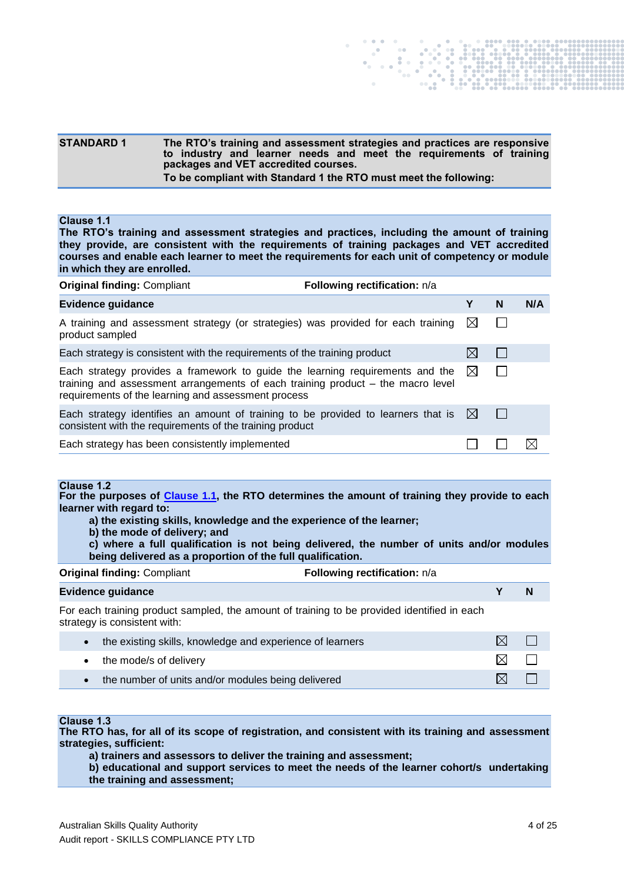| STANDARD 1 | The RTO's training and assessment strategies and practices are responsive to industry and learner needs and meet the requirements of training packages and VET accredited courses. To be compliant with Standard 1 the RTO must meet the following: |
|---|---|

**Clause 1.1**
**The RTO's training and assessment strategies and practices, including the amount of training they provide, are consistent with the requirements of training packages and VET accredited courses and enable each learner to meet the requirements for each unit of competency or module in which they are enrolled.**

**Original finding:** Compliant | **Following rectification:** n/a

| Evidence guidance | Y | N | N/A |
|---|---|---|---|
| A training and assessment strategy (or strategies) was provided for each training product sampled | ☒ | ☐ | |
| Each strategy is consistent with the requirements of the training product | ☒ | ☐ | |
| Each strategy provides a framework to guide the learning requirements and the training and assessment arrangements of each training product – the macro level requirements of the learning and assessment process | ☒ | ☐ | |
| Each strategy identifies an amount of training to be provided to learners that is consistent with the requirements of the training product | ☒ | ☐ | |
| Each strategy has been consistently implemented | ☐ | ☐ | ☒ |

**Clause 1.2**
**For the purposes of Clause 1.1, the RTO determines the amount of training they provide to each learner with regard to:**

**a) the existing skills, knowledge and the experience of the learner;**
**b) the mode of delivery; and**
**c) where a full qualification is not being delivered, the number of units and/or modules being delivered as a proportion of the full qualification.**

**Original finding:** Compliant | **Following rectification:** n/a

| Evidence guidance | Y | N |
|---|---|---|
| For each training product sampled, the amount of training to be provided identified in each strategy is consistent with: | | |
| • the existing skills, knowledge and experience of learners | ☒ | ☐ |
| • the mode/s of delivery | ☒ | ☐ |
| • the number of units and/or modules being delivered | ☒ | ☐ |

**Clause 1.3**
**The RTO has, for all of its scope of registration, and consistent with its training and assessment strategies, sufficient:**

**a) trainers and assessors to deliver the training and assessment;**
**b) educational and support services to meet the needs of the learner cohort/s undertaking the training and assessment;**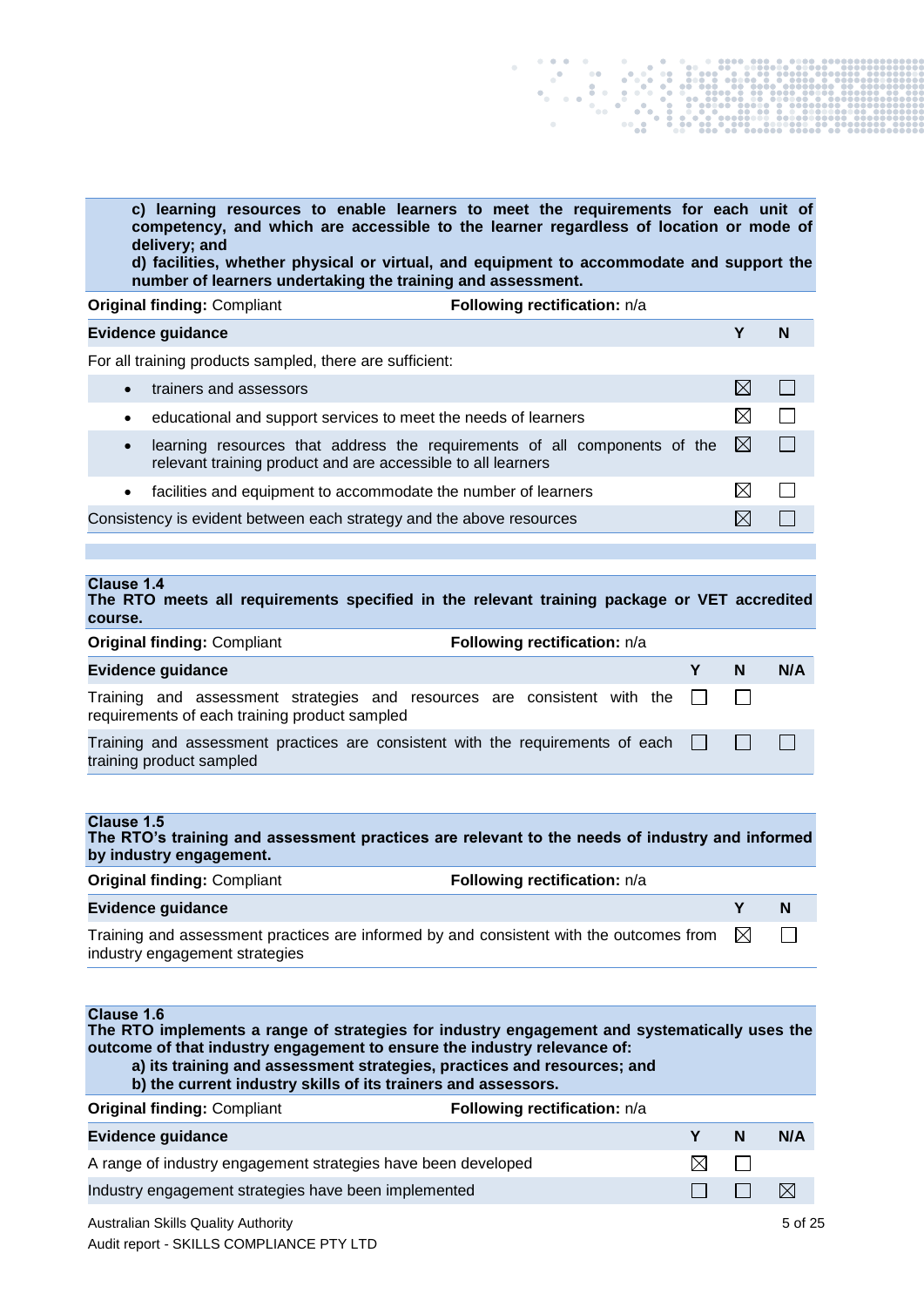**c) learning resources to enable learners to meet the requirements for each unit of competency, and which are accessible to the learner regardless of location or mode of delivery; and**

**d) facilities, whether physical or virtual, and equipment to accommodate and support the number of learners undertaking the training and assessment.**

**Original finding:** Compliant **Following rectification:** n/a

| Evidence guidance | Y | N |
|---|---|---|
| For all training products sampled, there are sufficient: | | |
| • trainers and assessors | ☒ | ☐ |
| • educational and support services to meet the needs of learners | ☒ | ☐ |
| • learning resources that address the requirements of all components of the relevant training product and are accessible to all learners | ☒ | ☐ |
| • facilities and equipment to accommodate the number of learners | ☒ | ☐ |
| Consistency is evident between each strategy and the above resources | ☒ | ☐ |

**Clause 1.4**
**The RTO meets all requirements specified in the relevant training package or VET accredited course.**

**Original finding:** Compliant **Following rectification:** n/a

| Evidence guidance | Y | N | N/A |
|---|---|---|---|
| Training and assessment strategies and resources are consistent with the requirements of each training product sampled | ☐ | ☐ | |
| Training and assessment practices are consistent with the requirements of each training product sampled | ☐ | ☐ | ☐ |

**Clause 1.5**
**The RTO's training and assessment practices are relevant to the needs of industry and informed by industry engagement.**

**Original finding:** Compliant **Following rectification:** n/a

| Evidence guidance | Y | N |
|---|---|---|
| Training and assessment practices are informed by and consistent with the outcomes from industry engagement strategies | ☒ | ☐ |

**Clause 1.6**
**The RTO implements a range of strategies for industry engagement and systematically uses the outcome of that industry engagement to ensure the industry relevance of:**
**a) its training and assessment strategies, practices and resources; and**
**b) the current industry skills of its trainers and assessors.**

**Original finding:** Compliant **Following rectification:** n/a

| Evidence guidance | Y | N | N/A |
|---|---|---|---|
| A range of industry engagement strategies have been developed | ☒ | ☐ | |
| Industry engagement strategies have been implemented | ☐ | ☐ | ☒ |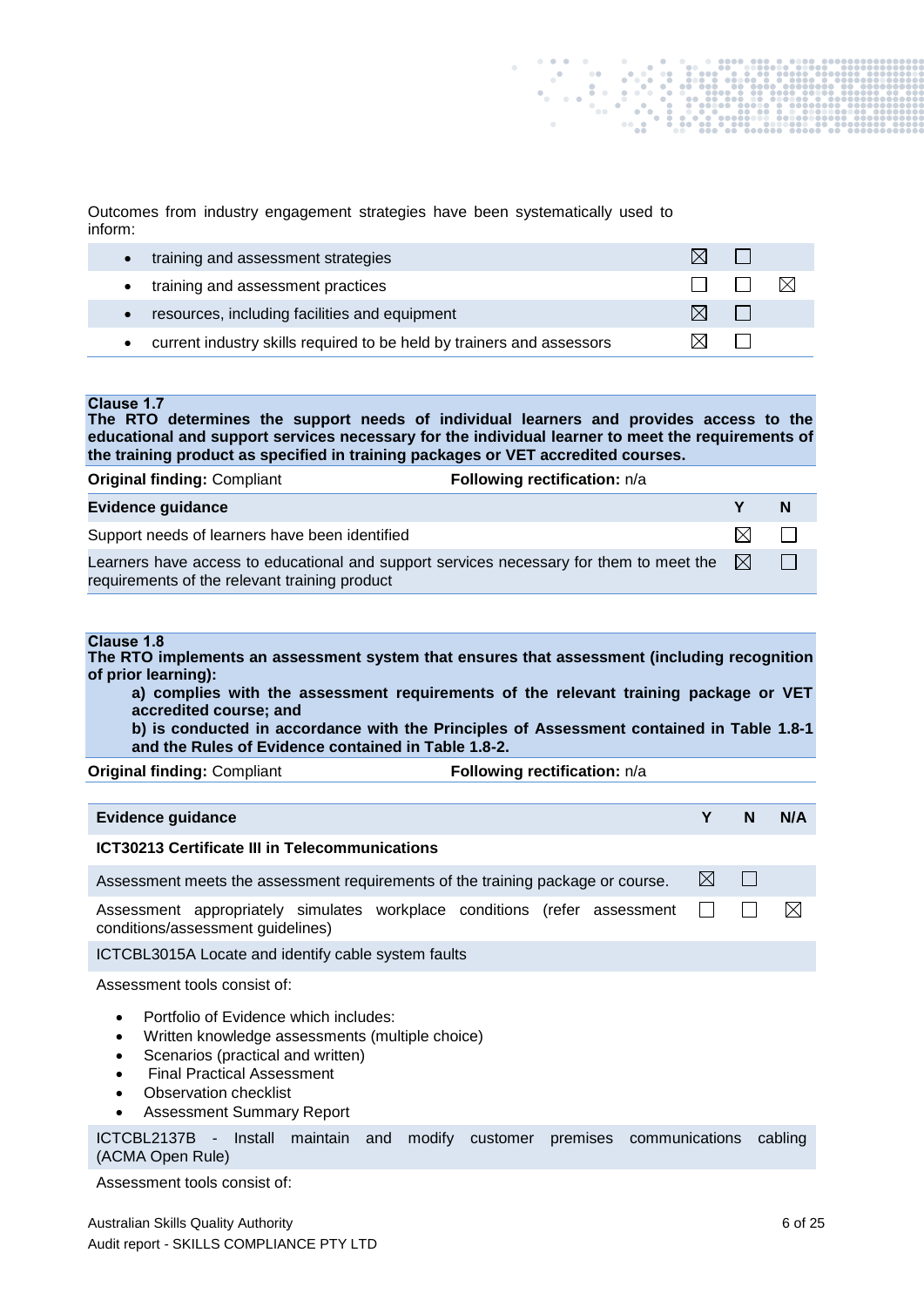Outcomes from industry engagement strategies have been systematically used to inform:

| | Y | N | N/A |
|---|---|---|---|
| • training and assessment strategies | ☒ | ☐ | |
| • training and assessment practices | ☐ | ☐ | ☒ |
| • resources, including facilities and equipment | ☒ | ☐ | |
| • current industry skills required to be held by trainers and assessors | ☒ | ☐ | |

**Clause 1.7**
**The RTO determines the support needs of individual learners and provides access to the educational and support services necessary for the individual learner to meet the requirements of the training product as specified in training packages or VET accredited courses.**

**Original finding:** Compliant **Following rectification:** n/a

| Evidence guidance | Y | N |
|---|---|---|
| Support needs of learners have been identified | ☒ | ☐ |
| Learners have access to educational and support services necessary for them to meet the requirements of the relevant training product | ☒ | ☐ |

**Clause 1.8**
**The RTO implements an assessment system that ensures that assessment (including recognition of prior learning):**

> **a) complies with the assessment requirements of the relevant training package or VET accredited course; and**
>
> **b) is conducted in accordance with the Principles of Assessment contained in Table 1.8-1 and the Rules of Evidence contained in Table 1.8-2.**

**Original finding:** Compliant **Following rectification:** n/a

| Evidence guidance | Y | N | N/A |
|---|---|---|---|
| **ICT30213 Certificate III in Telecommunications** | | | |
| Assessment meets the assessment requirements of the training package or course. | ☒ | ☐ | |
| Assessment appropriately simulates workplace conditions (refer assessment conditions/assessment guidelines) | ☐ | ☐ | ☒ |

ICTCBL3015A Locate and identify cable system faults

Assessment tools consist of:

- Portfolio of Evidence which includes:
- Written knowledge assessments (multiple choice)
- Scenarios (practical and written)
- Final Practical Assessment
- Observation checklist
- Assessment Summary Report

ICTCBL2137B - Install maintain and modify customer premises communications cabling (ACMA Open Rule)

Assessment tools consist of: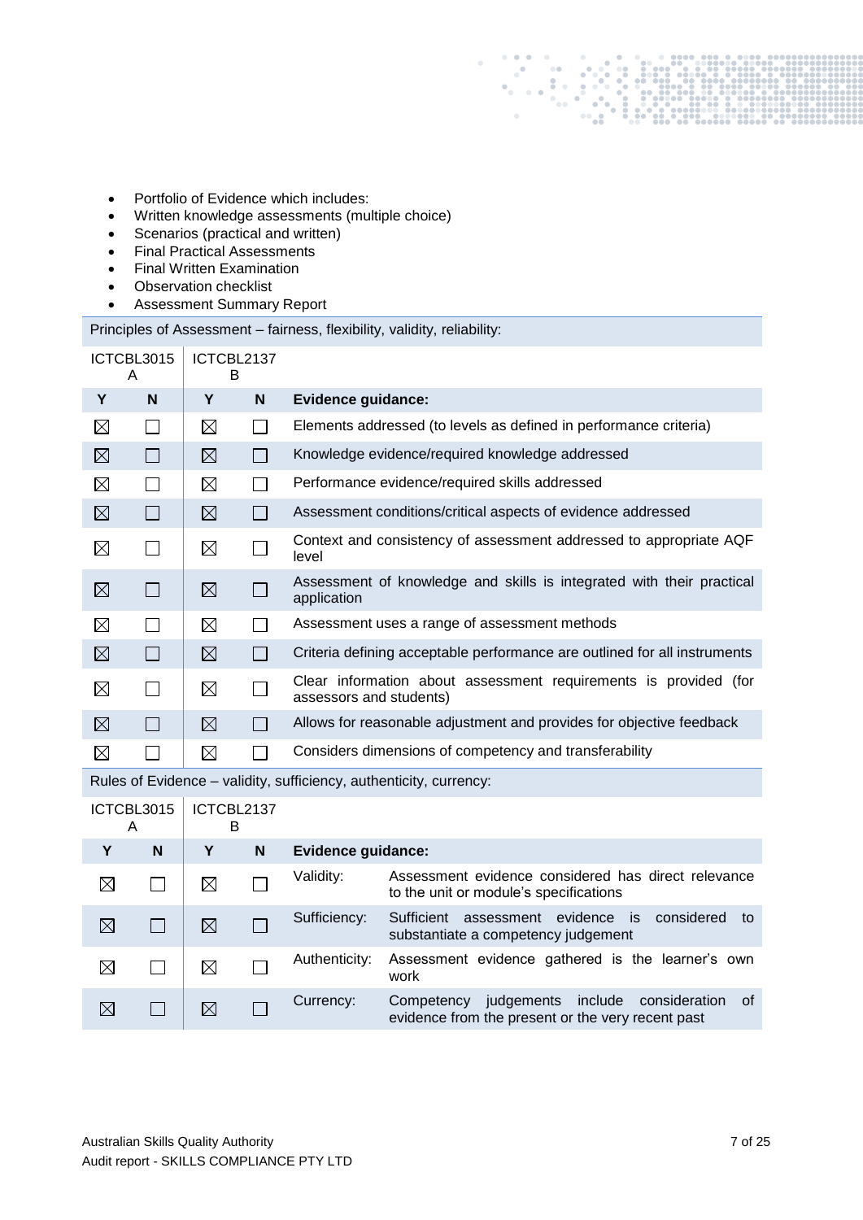- Portfolio of Evidence which includes:
- Written knowledge assessments (multiple choice)
- Scenarios (practical and written)
- Final Practical Assessments
- Final Written Examination
- Observation checklist
- Assessment Summary Report

Principles of Assessment – fairness, flexibility, validity, reliability:

| ICTCBL3015A | | ICTCBL2137B | | |
|---|---|---|---|---|
| **Y** | **N** | **Y** | **N** | **Evidence guidance:** |
| ☒ | ☐ | ☒ | ☐ | Elements addressed (to levels as defined in performance criteria) |
| ☒ | ☐ | ☒ | ☐ | Knowledge evidence/required knowledge addressed |
| ☒ | ☐ | ☒ | ☐ | Performance evidence/required skills addressed |
| ☒ | ☐ | ☒ | ☐ | Assessment conditions/critical aspects of evidence addressed |
| ☒ | ☐ | ☒ | ☐ | Context and consistency of assessment addressed to appropriate AQF level |
| ☒ | ☐ | ☒ | ☐ | Assessment of knowledge and skills is integrated with their practical application |
| ☒ | ☐ | ☒ | ☐ | Assessment uses a range of assessment methods |
| ☒ | ☐ | ☒ | ☐ | Criteria defining acceptable performance are outlined for all instruments |
| ☒ | ☐ | ☒ | ☐ | Clear information about assessment requirements is provided (for assessors and students) |
| ☒ | ☐ | ☒ | ☐ | Allows for reasonable adjustment and provides for objective feedback |
| ☒ | ☐ | ☒ | ☐ | Considers dimensions of competency and transferability |

Rules of Evidence – validity, sufficiency, authenticity, currency:

| ICTCBL3015A | | ICTCBL2137B | | | |
|---|---|---|---|---|---|
| **Y** | **N** | **Y** | **N** | **Evidence guidance:** | |
| ☒ | ☐ | ☒ | ☐ | Validity: | Assessment evidence considered has direct relevance to the unit or module's specifications |
| ☒ | ☐ | ☒ | ☐ | Sufficiency: | Sufficient assessment evidence is considered to substantiate a competency judgement |
| ☒ | ☐ | ☒ | ☐ | Authenticity: | Assessment evidence gathered is the learner's own work |
| ☒ | ☐ | ☒ | ☐ | Currency: | Competency judgements include consideration of evidence from the present or the very recent past |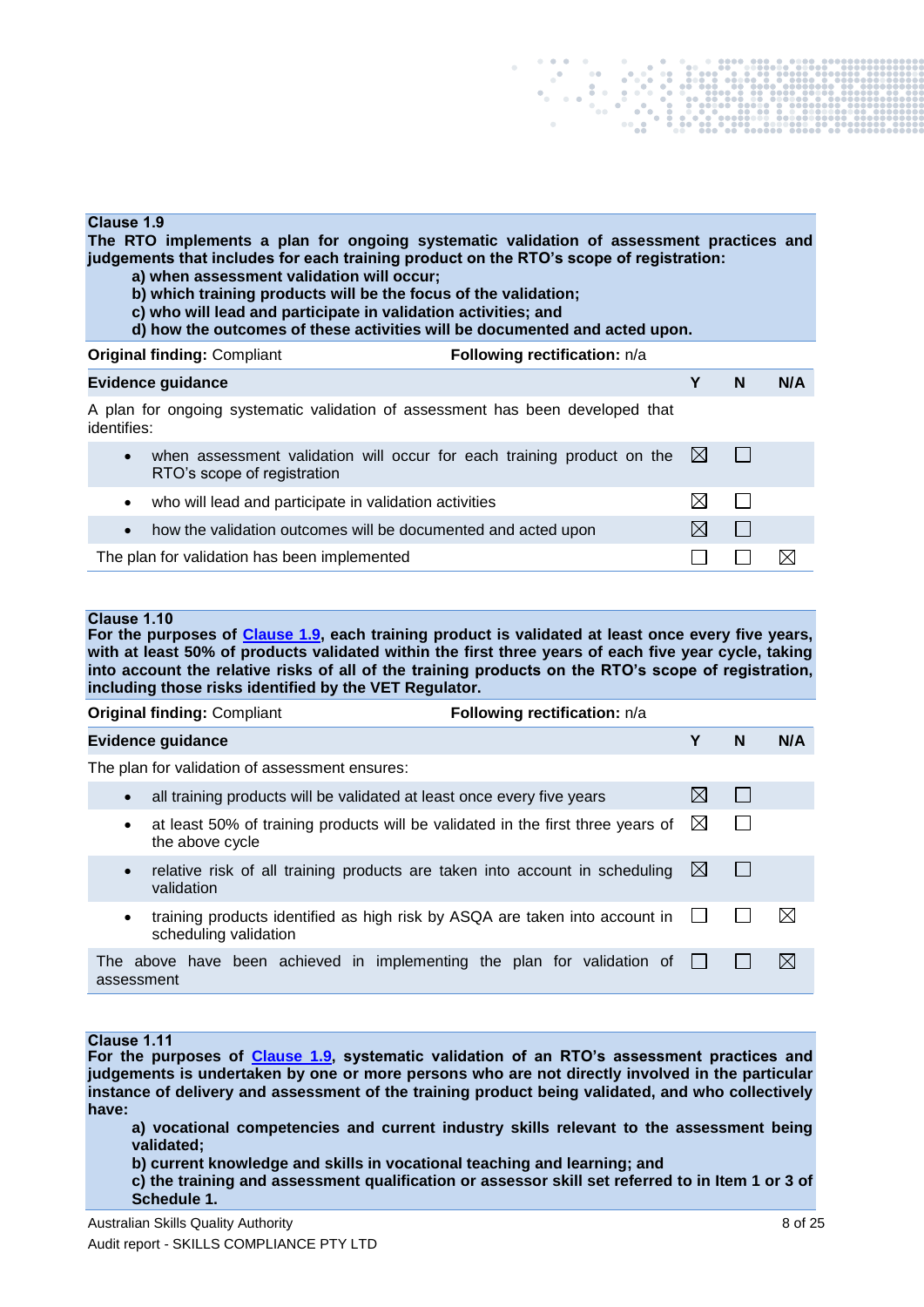**Clause 1.9**

**The RTO implements a plan for ongoing systematic validation of assessment practices and judgements that includes for each training product on the RTO's scope of registration:**

**a) when assessment validation will occur;**
**b) which training products will be the focus of the validation;**
**c) who will lead and participate in validation activities; and**
**d) how the outcomes of these activities will be documented and acted upon.**

**Original finding:** Compliant  **Following rectification:** n/a

| **Evidence guidance** | **Y** | **N** | **N/A** |
|---|---|---|---|
| A plan for ongoing systematic validation of assessment has been developed that identifies: | | | |
| • when assessment validation will occur for each training product on the RTO's scope of registration | ☒ | ☐ | |
| • who will lead and participate in validation activities | ☒ | ☐ | |
| • how the validation outcomes will be documented and acted upon | ☒ | ☐ | |
| The plan for validation has been implemented | ☐ | ☐ | ☒ |

**Clause 1.10**

**For the purposes of Clause 1.9, each training product is validated at least once every five years, with at least 50% of products validated within the first three years of each five year cycle, taking into account the relative risks of all of the training products on the RTO's scope of registration, including those risks identified by the VET Regulator.**

**Original finding:** Compliant  **Following rectification:** n/a

| **Evidence guidance** | **Y** | **N** | **N/A** |
|---|---|---|---|
| The plan for validation of assessment ensures: | | | |
| • all training products will be validated at least once every five years | ☒ | ☐ | |
| • at least 50% of training products will be validated in the first three years of the above cycle | ☒ | ☐ | |
| • relative risk of all training products are taken into account in scheduling validation | ☒ | ☐ | |
| • training products identified as high risk by ASQA are taken into account in scheduling validation | ☐ | ☐ | ☒ |
| The above have been achieved in implementing the plan for validation of assessment | ☐ | ☐ | ☒ |

**Clause 1.11**

**For the purposes of Clause 1.9, systematic validation of an RTO's assessment practices and judgements is undertaken by one or more persons who are not directly involved in the particular instance of delivery and assessment of the training product being validated, and who collectively have:**

**a) vocational competencies and current industry skills relevant to the assessment being validated;**
**b) current knowledge and skills in vocational teaching and learning; and**
**c) the training and assessment qualification or assessor skill set referred to in Item 1 or 3 of Schedule 1.**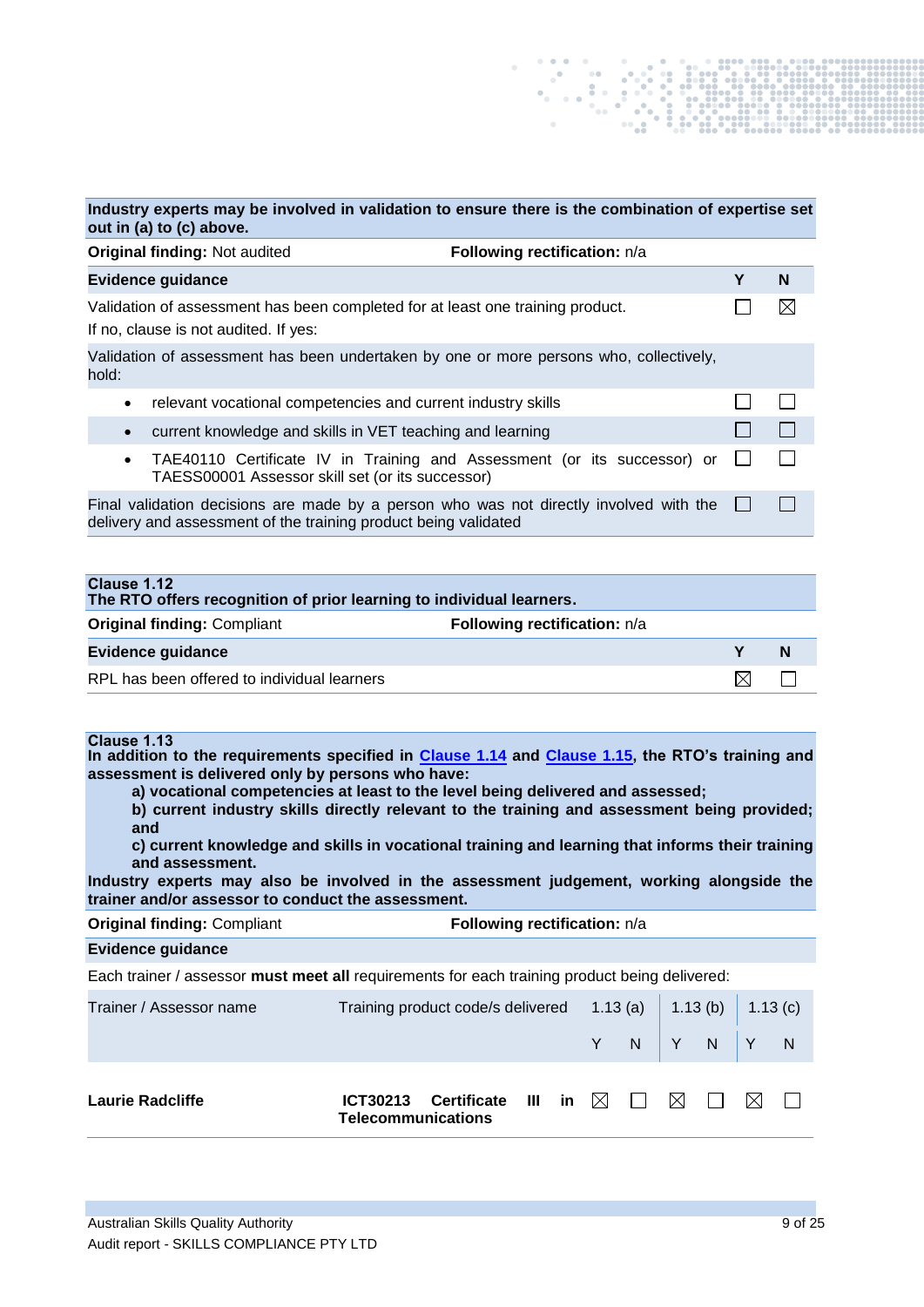| **Industry experts may be involved in validation to ensure there is the combination of expertise set out in (a) to (c) above.** | | |
|---|---|---|
| **Original finding:** Not audited &nbsp;&nbsp;&nbsp;&nbsp; **Following rectification:** n/a | | |
| **Evidence guidance** | **Y** | **N** |
| Validation of assessment has been completed for at least one training product.<br>If no, clause is not audited. If yes: | ☐ | ☒ |
| Validation of assessment has been undertaken by one or more persons who, collectively, hold: | | |
| • relevant vocational competencies and current industry skills | ☐ | ☐ |
| • current knowledge and skills in VET teaching and learning | ☐ | ☐ |
| • TAE40110 Certificate IV in Training and Assessment (or its successor) or TAESS00001 Assessor skill set (or its successor) | ☐ | ☐ |
| Final validation decisions are made by a person who was not directly involved with the delivery and assessment of the training product being validated | ☐ | ☐ |

| **Clause 1.12**<br>**The RTO offers recognition of prior learning to individual learners.** | | |
|---|---|---|
| **Original finding:** Compliant &nbsp;&nbsp;&nbsp;&nbsp; **Following rectification:** n/a | | |
| **Evidence guidance** | **Y** | **N** |
| RPL has been offered to individual learners | ☒ | ☐ |

**Clause 1.13**

**In addition to the requirements specified in Clause 1.14 and Clause 1.15, the RTO's training and assessment is delivered only by persons who have:**

- **a) vocational competencies at least to the level being delivered and assessed;**
- **b) current industry skills directly relevant to the training and assessment being provided; and**
- **c) current knowledge and skills in vocational training and learning that informs their training and assessment.**

**Industry experts may also be involved in the assessment judgement, working alongside the trainer and/or assessor to conduct the assessment.**

**Original finding:** Compliant &nbsp;&nbsp;&nbsp;&nbsp; **Following rectification:** n/a

**Evidence guidance**

Each trainer / assessor **must meet all** requirements for each training product being delivered:

| Trainer / Assessor name | Training product code/s delivered | 1.13 (a) | | 1.13 (b) | | 1.13 (c) | |
|---|---|---|---|---|---|---|---|
| | | Y | N | Y | N | Y | N |
| **Laurie Radcliffe** | **ICT30213 Certificate III in Telecommunications** | ☒ | ☐ | ☒ | ☐ | ☒ | ☐ |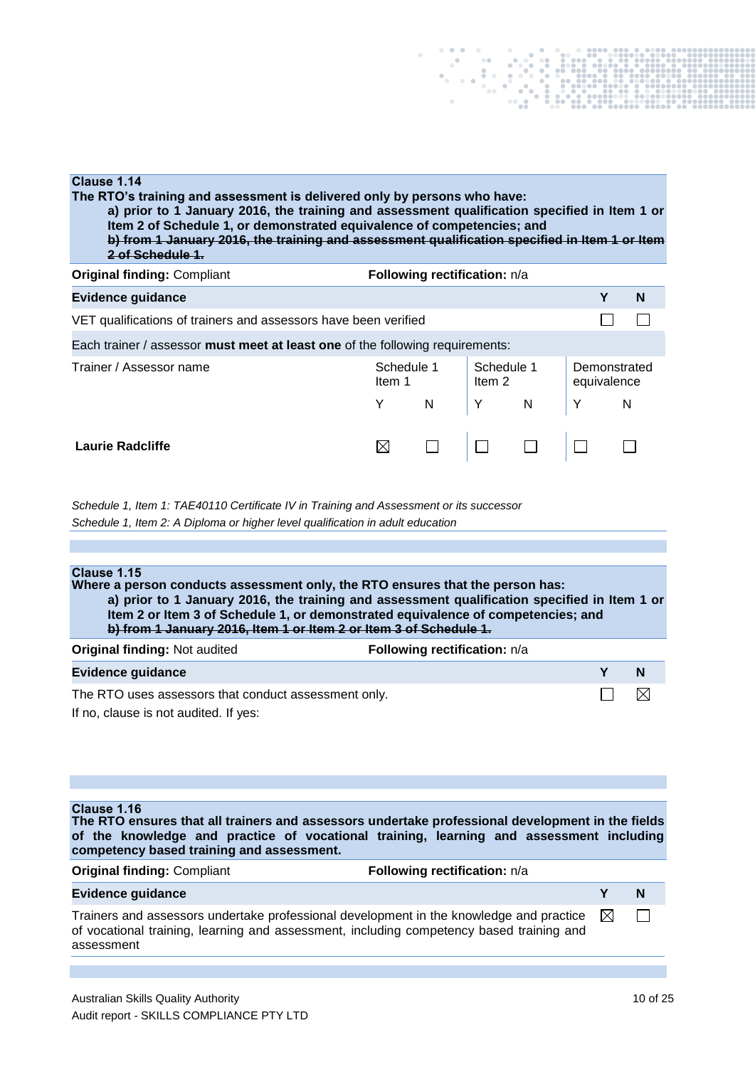**Clause 1.14**
**The RTO's training and assessment is delivered only by persons who have:**

> **a) prior to 1 January 2016, the training and assessment qualification specified in Item 1 or Item 2 of Schedule 1, or demonstrated equivalence of competencies; and**
> **~~b) from 1 January 2016, the training and assessment qualification specified in Item 1 or Item 2 of Schedule 1.~~**

| **Original finding:** Compliant | **Following rectification:** n/a |
|---|---|

| **Evidence guidance** | **Y** | **N** |
|---|---|---|
| VET qualifications of trainers and assessors have been verified | ☐ | ☐ |

Each trainer / assessor **must meet at least one** of the following requirements:

| Trainer / Assessor name | Schedule 1 Item 1 | | Schedule 1 Item 2 | | Demonstrated equivalence | |
|---|---|---|---|---|---|---|
| | Y | N | Y | N | Y | N |
| **Laurie Radcliffe** | ☒ | ☐ | ☐ | ☐ | ☐ | ☐ |

*Schedule 1, Item 1: TAE40110 Certificate IV in Training and Assessment or its successor*
*Schedule 1, Item 2: A Diploma or higher level qualification in adult education*

**Clause 1.15**
**Where a person conducts assessment only, the RTO ensures that the person has:**

> **a) prior to 1 January 2016, the training and assessment qualification specified in Item 1 or Item 2 or Item 3 of Schedule 1, or demonstrated equivalence of competencies; and**
> **~~b) from 1 January 2016, Item 1 or Item 2 or Item 3 of Schedule 1.~~**

| **Original finding:** Not audited | **Following rectification:** n/a |
|---|---|

| **Evidence guidance** | **Y** | **N** |
|---|---|---|
| The RTO uses assessors that conduct assessment only. | ☐ | ☒ |

If no, clause is not audited. If yes:

**Clause 1.16**
**The RTO ensures that all trainers and assessors undertake professional development in the fields of the knowledge and practice of vocational training, learning and assessment including competency based training and assessment.**

| **Original finding:** Compliant | **Following rectification:** n/a |
|---|---|

| **Evidence guidance** | **Y** | **N** |
|---|---|---|
| Trainers and assessors undertake professional development in the knowledge and practice of vocational training, learning and assessment, including competency based training and assessment | ☒ | ☐ |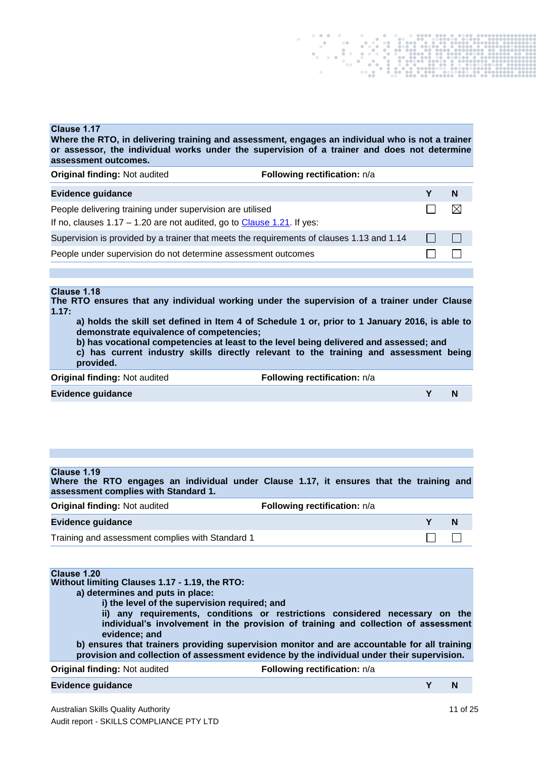**Clause 1.17**
**Where the RTO, in delivering training and assessment, engages an individual who is not a trainer or assessor, the individual works under the supervision of a trainer and does not determine assessment outcomes.**

**Original finding:** Not audited **Following rectification:** n/a

| Evidence guidance | Y | N |
|---|---|---|
| People delivering training under supervision are utilised<br>If no, clauses 1.17 – 1.20 are not audited, go to Clause 1.21. If yes: | ☐ | ☒ |
| Supervision is provided by a trainer that meets the requirements of clauses 1.13 and 1.14 | ☐ | ☐ |
| People under supervision do not determine assessment outcomes | ☐ | ☐ |

**Clause 1.18**
**The RTO ensures that any individual working under the supervision of a trainer under Clause 1.17:**

- **a) holds the skill set defined in Item 4 of Schedule 1 or, prior to 1 January 2016, is able to demonstrate equivalence of competencies;**
- **b) has vocational competencies at least to the level being delivered and assessed; and**
- **c) has current industry skills directly relevant to the training and assessment being provided.**

**Original finding:** Not audited **Following rectification:** n/a

| Evidence guidance | Y | N |
|---|---|---|

**Clause 1.19**
**Where the RTO engages an individual under Clause 1.17, it ensures that the training and assessment complies with Standard 1.**

**Original finding:** Not audited **Following rectification:** n/a

| Evidence guidance | Y | N |
|---|---|---|
| Training and assessment complies with Standard 1 | ☐ | ☐ |

**Clause 1.20**
**Without limiting Clauses 1.17 - 1.19, the RTO:**

- **a) determines and puts in place:**
  - **i) the level of the supervision required; and**
  - **ii) any requirements, conditions or restrictions considered necessary on the individual's involvement in the provision of training and collection of assessment evidence; and**
- **b) ensures that trainers providing supervision monitor and are accountable for all training provision and collection of assessment evidence by the individual under their supervision.**

**Original finding:** Not audited **Following rectification:** n/a

| Evidence guidance | Y | N |
|---|---|---|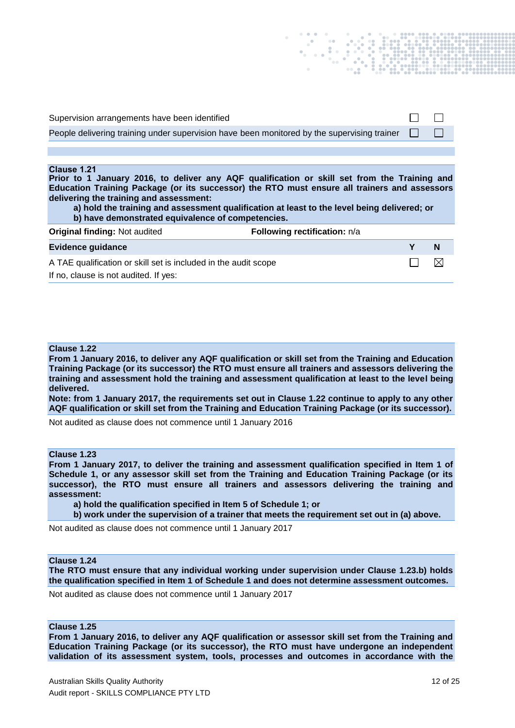| | | |
|---|---|---|
| Supervision arrangements have been identified | ☐ | ☐ |
| People delivering training under supervision have been monitored by the supervising trainer | ☐ | ☐ |

**Clause 1.21**
**Prior to 1 January 2016, to deliver any AQF qualification or skill set from the Training and Education Training Package (or its successor) the RTO must ensure all trainers and assessors delivering the training and assessment:**

> **a) hold the training and assessment qualification at least to the level being delivered; or**
> **b) have demonstrated equivalence of competencies.**

**Original finding:** Not audited **Following rectification:** n/a

| Evidence guidance | Y | N |
|---|---|---|
| A TAE qualification or skill set is included in the audit scope<br>If no, clause is not audited. If yes: | ☐ | ☒ |

**Clause 1.22**
**From 1 January 2016, to deliver any AQF qualification or skill set from the Training and Education Training Package (or its successor) the RTO must ensure all trainers and assessors delivering the training and assessment hold the training and assessment qualification at least to the level being delivered.**
**Note: from 1 January 2017, the requirements set out in Clause 1.22 continue to apply to any other AQF qualification or skill set from the Training and Education Training Package (or its successor).**

Not audited as clause does not commence until 1 January 2016

**Clause 1.23**
**From 1 January 2017, to deliver the training and assessment qualification specified in Item 1 of Schedule 1, or any assessor skill set from the Training and Education Training Package (or its successor), the RTO must ensure all trainers and assessors delivering the training and assessment:**

> **a) hold the qualification specified in Item 5 of Schedule 1; or**
> **b) work under the supervision of a trainer that meets the requirement set out in (a) above.**

Not audited as clause does not commence until 1 January 2017

**Clause 1.24**
**The RTO must ensure that any individual working under supervision under Clause 1.23.b) holds the qualification specified in Item 1 of Schedule 1 and does not determine assessment outcomes.**

Not audited as clause does not commence until 1 January 2017

**Clause 1.25**
**From 1 January 2016, to deliver any AQF qualification or assessor skill set from the Training and Education Training Package (or its successor), the RTO must have undergone an independent validation of its assessment system, tools, processes and outcomes in accordance with the**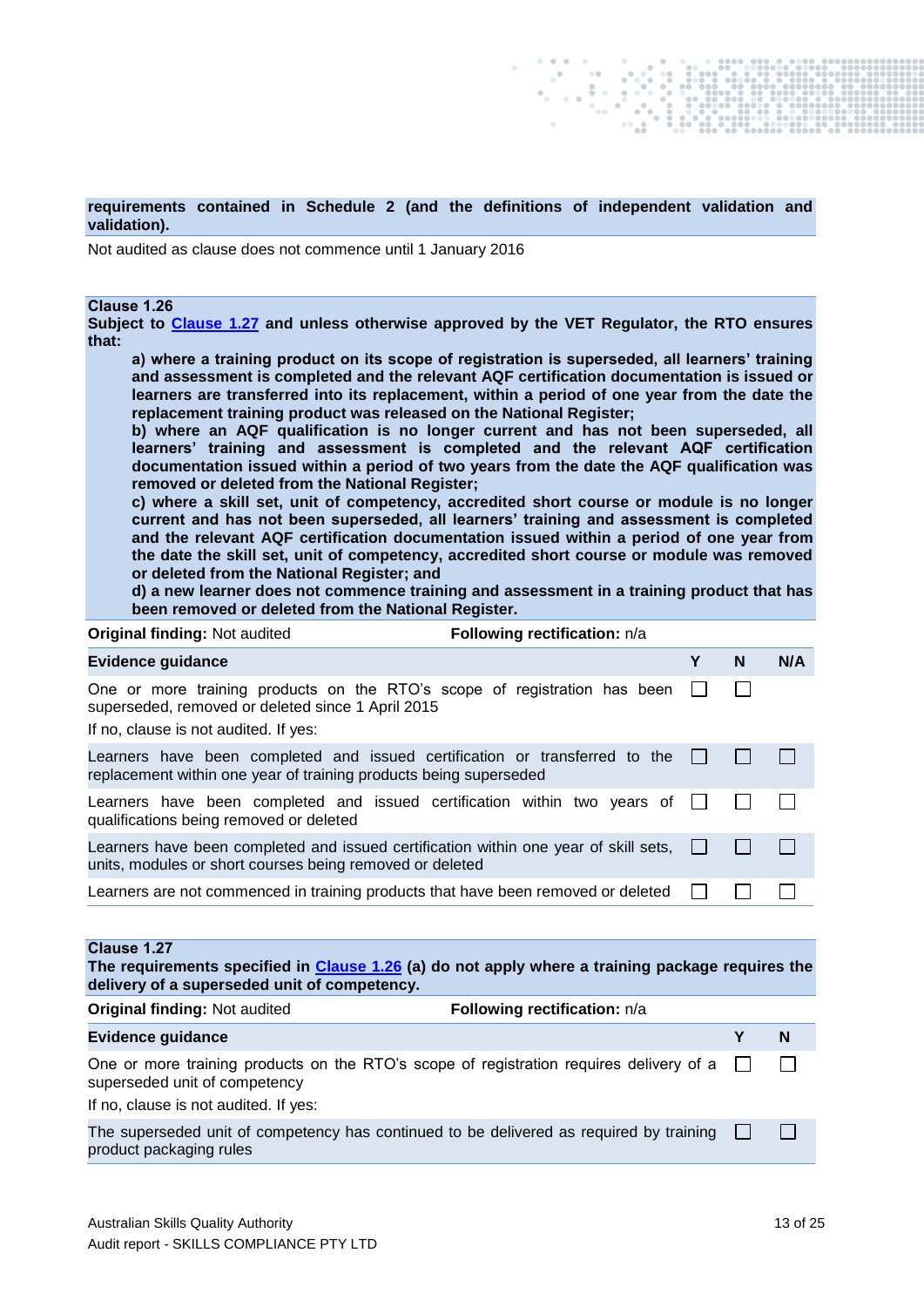**requirements contained in Schedule 2 (and the definitions of independent validation and validation).**

Not audited as clause does not commence until 1 January 2016

**Clause 1.26**

**Subject to Clause 1.27 and unless otherwise approved by the VET Regulator, the RTO ensures that:**

> **a) where a training product on its scope of registration is superseded, all learners' training and assessment is completed and the relevant AQF certification documentation is issued or learners are transferred into its replacement, within a period of one year from the date the replacement training product was released on the National Register;**
>
> **b) where an AQF qualification is no longer current and has not been superseded, all learners' training and assessment is completed and the relevant AQF certification documentation issued within a period of two years from the date the AQF qualification was removed or deleted from the National Register;**
>
> **c) where a skill set, unit of competency, accredited short course or module is no longer current and has not been superseded, all learners' training and assessment is completed and the relevant AQF certification documentation issued within a period of one year from the date the skill set, unit of competency, accredited short course or module was removed or deleted from the National Register; and**
>
> **d) a new learner does not commence training and assessment in a training product that has been removed or deleted from the National Register.**

**Original finding:** Not audited **Following rectification:** n/a

| Evidence guidance | Y | N | N/A |
|---|---|---|---|
| One or more training products on the RTO's scope of registration has been superseded, removed or deleted since 1 April 2015<br>If no, clause is not audited. If yes: | ☐ | ☐ | |
| Learners have been completed and issued certification or transferred to the replacement within one year of training products being superseded | ☐ | ☐ | ☐ |
| Learners have been completed and issued certification within two years of qualifications being removed or deleted | ☐ | ☐ | ☐ |
| Learners have been completed and issued certification within one year of skill sets, units, modules or short courses being removed or deleted | ☐ | ☐ | ☐ |
| Learners are not commenced in training products that have been removed or deleted | ☐ | ☐ | ☐ |

**Clause 1.27**

**The requirements specified in Clause 1.26 (a) do not apply where a training package requires the delivery of a superseded unit of competency.**

**Original finding:** Not audited **Following rectification:** n/a

| Evidence guidance | Y | N |
|---|---|---|
| One or more training products on the RTO's scope of registration requires delivery of a superseded unit of competency<br>If no, clause is not audited. If yes: | ☐ | ☐ |
| The superseded unit of competency has continued to be delivered as required by training product packaging rules | ☐ | ☐ |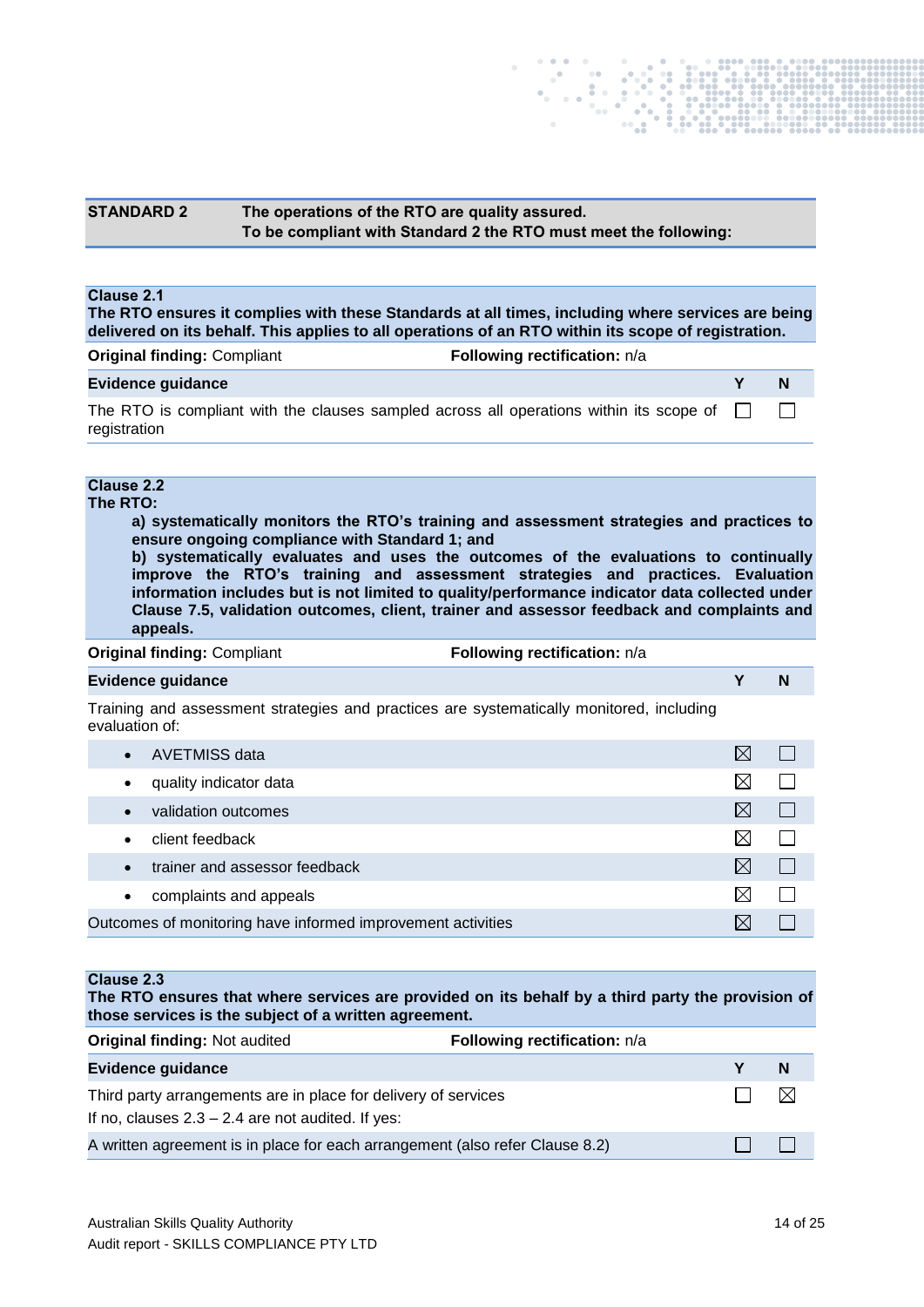| **STANDARD 2** | **The operations of the RTO are quality assured.**<br>**To be compliant with Standard 2 the RTO must meet the following:** |
|---|---|

**Clause 2.1**
**The RTO ensures it complies with these Standards at all times, including where services are being delivered on its behalf. This applies to all operations of an RTO within its scope of registration.**

**Original finding:** Compliant **Following rectification:** n/a

| **Evidence guidance** | **Y** | **N** |
|---|---|---|
| The RTO is compliant with the clauses sampled across all operations within its scope of registration | ☐ | ☐ |

**Clause 2.2**
**The RTO:**

**a) systematically monitors the RTO's training and assessment strategies and practices to ensure ongoing compliance with Standard 1; and**
**b) systematically evaluates and uses the outcomes of the evaluations to continually improve the RTO's training and assessment strategies and practices. Evaluation information includes but is not limited to quality/performance indicator data collected under Clause 7.5, validation outcomes, client, trainer and assessor feedback and complaints and appeals.**

**Original finding:** Compliant **Following rectification:** n/a

| **Evidence guidance** | **Y** | **N** |
|---|---|---|
| Training and assessment strategies and practices are systematically monitored, including evaluation of: | | |
| • AVETMISS data | ☒ | ☐ |
| • quality indicator data | ☒ | ☐ |
| • validation outcomes | ☒ | ☐ |
| • client feedback | ☒ | ☐ |
| • trainer and assessor feedback | ☒ | ☐ |
| • complaints and appeals | ☒ | ☐ |
| Outcomes of monitoring have informed improvement activities | ☒ | ☐ |

**Clause 2.3**
**The RTO ensures that where services are provided on its behalf by a third party the provision of those services is the subject of a written agreement.**

**Original finding:** Not audited **Following rectification:** n/a

| **Evidence guidance** | **Y** | **N** |
|---|---|---|
| Third party arrangements are in place for delivery of services<br>If no, clauses 2.3 – 2.4 are not audited. If yes: | ☐ | ☒ |
| A written agreement is in place for each arrangement (also refer Clause 8.2) | ☐ | ☐ |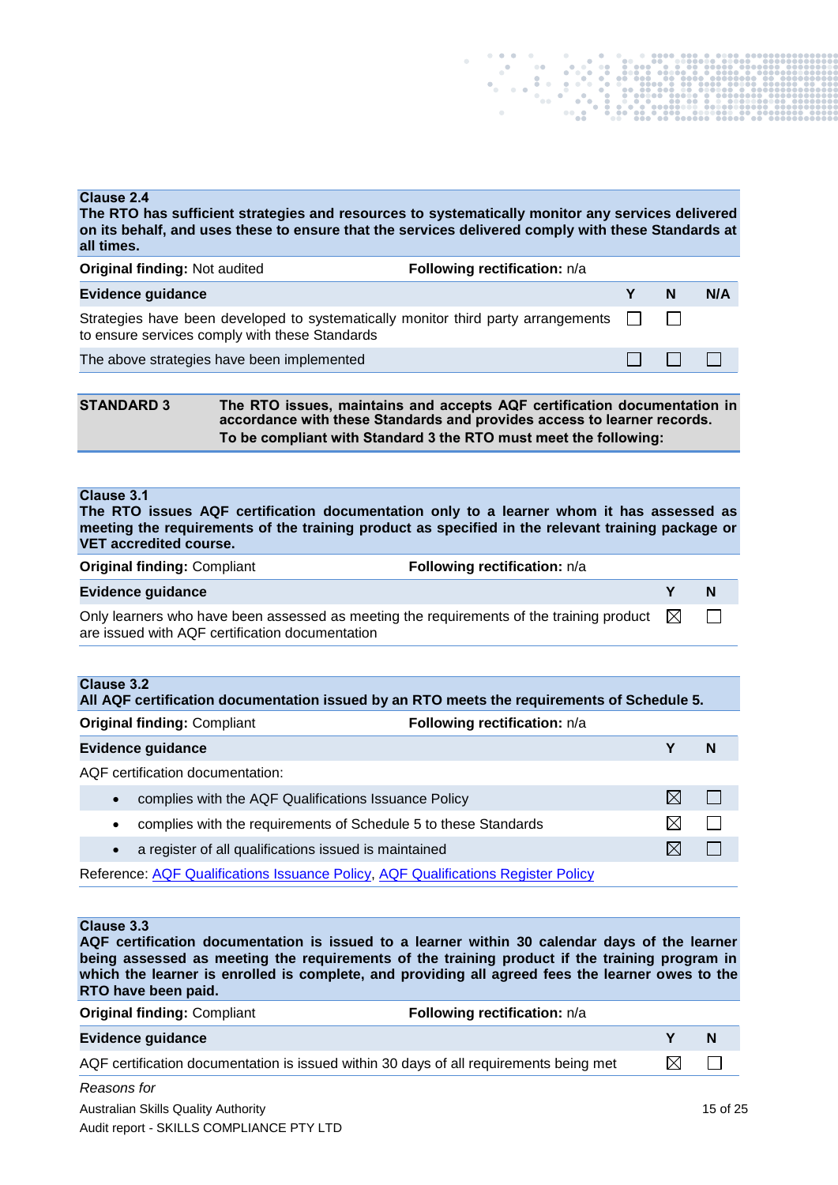**Clause 2.4**
**The RTO has sufficient strategies and resources to systematically monitor any services delivered on its behalf, and uses these to ensure that the services delivered comply with these Standards at all times.**

**Original finding:** Not audited | **Following rectification:** n/a

| Evidence guidance | Y | N | N/A |
|---|---|---|---|
| Strategies have been developed to systematically monitor third party arrangements to ensure services comply with these Standards | ☐ | ☐ | |
| The above strategies have been implemented | ☐ | ☐ | ☐ |

| STANDARD 3 | The RTO issues, maintains and accepts AQF certification documentation in accordance with these Standards and provides access to learner records. To be compliant with Standard 3 the RTO must meet the following: |
|---|---|

**Clause 3.1**
**The RTO issues AQF certification documentation only to a learner whom it has assessed as meeting the requirements of the training product as specified in the relevant training package or VET accredited course.**

**Original finding:** Compliant | **Following rectification:** n/a

| Evidence guidance | Y | N |
|---|---|---|
| Only learners who have been assessed as meeting the requirements of the training product are issued with AQF certification documentation | ☒ | ☐ |

**Clause 3.2**
**All AQF certification documentation issued by an RTO meets the requirements of Schedule 5.**

**Original finding:** Compliant | **Following rectification:** n/a

| Evidence guidance | Y | N |
|---|---|---|
| AQF certification documentation: | | |
| • complies with the AQF Qualifications Issuance Policy | ☒ | ☐ |
| • complies with the requirements of Schedule 5 to these Standards | ☒ | ☐ |
| • a register of all qualifications issued is maintained | ☒ | ☐ |

Reference: AQF Qualifications Issuance Policy, AQF Qualifications Register Policy

**Clause 3.3**
**AQF certification documentation is issued to a learner within 30 calendar days of the learner being assessed as meeting the requirements of the training product if the training program in which the learner is enrolled is complete, and providing all agreed fees the learner owes to the RTO have been paid.**

**Original finding:** Compliant | **Following rectification:** n/a

| Evidence guidance | Y | N |
|---|---|---|
| AQF certification documentation is issued within 30 days of all requirements being met | ☒ | ☐ |

*Reasons for*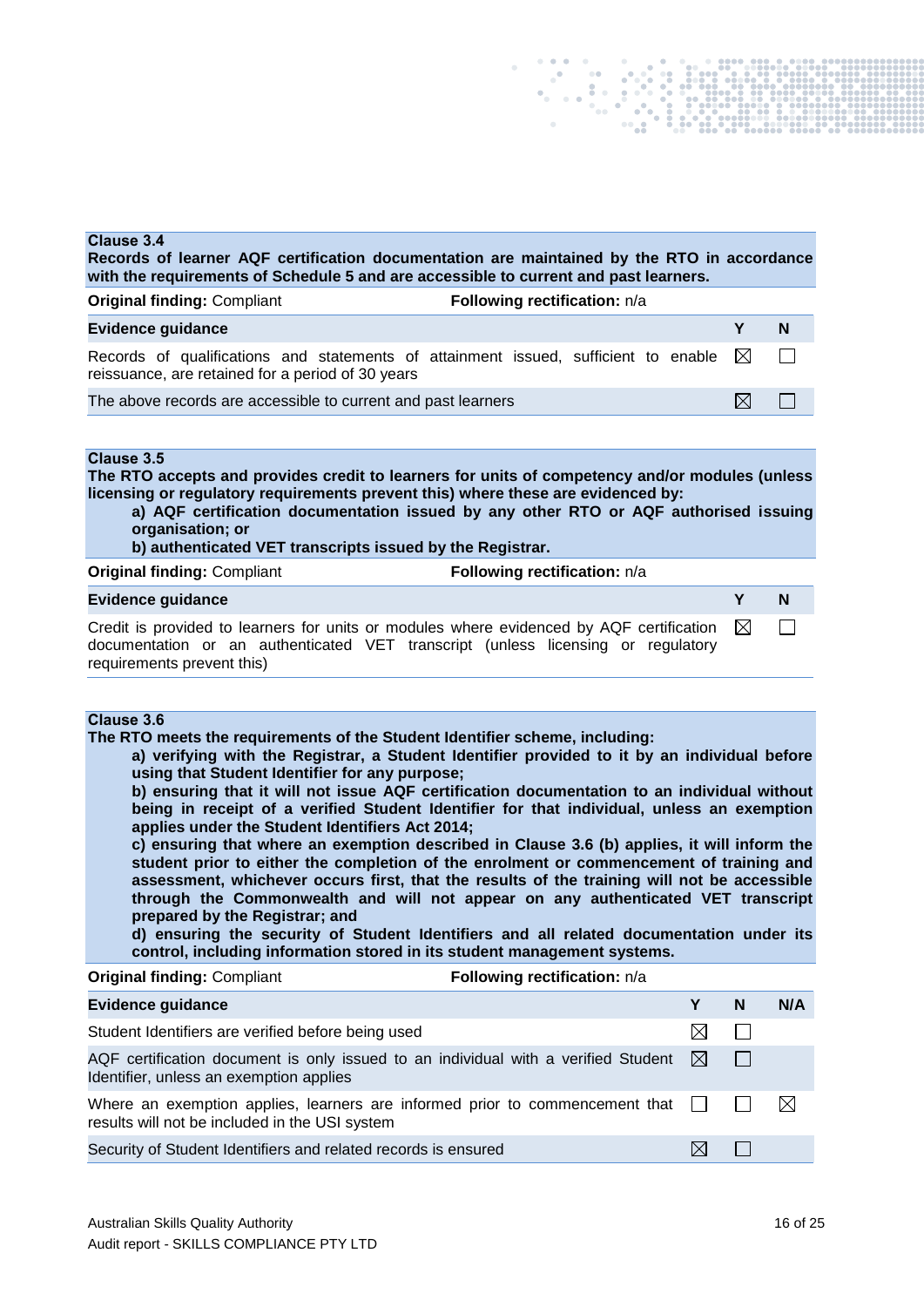**Clause 3.4**
**Records of learner AQF certification documentation are maintained by the RTO in accordance with the requirements of Schedule 5 and are accessible to current and past learners.**

**Original finding:** Compliant **Following rectification:** n/a

| Evidence guidance | Y | N |
|---|---|---|
| Records of qualifications and statements of attainment issued, sufficient to enable reissuance, are retained for a period of 30 years | ☒ | ☐ |
| The above records are accessible to current and past learners | ☒ | ☐ |

**Clause 3.5**
**The RTO accepts and provides credit to learners for units of competency and/or modules (unless licensing or regulatory requirements prevent this) where these are evidenced by:**

**a) AQF certification documentation issued by any other RTO or AQF authorised issuing organisation; or**

**b) authenticated VET transcripts issued by the Registrar.**

**Original finding:** Compliant **Following rectification:** n/a

| Evidence guidance | Y | N |
|---|---|---|
| Credit is provided to learners for units or modules where evidenced by AQF certification documentation or an authenticated VET transcript (unless licensing or regulatory requirements prevent this) | ☒ | ☐ |

**Clause 3.6**
**The RTO meets the requirements of the Student Identifier scheme, including:**

**a) verifying with the Registrar, a Student Identifier provided to it by an individual before using that Student Identifier for any purpose;**

**b) ensuring that it will not issue AQF certification documentation to an individual without being in receipt of a verified Student Identifier for that individual, unless an exemption applies under the Student Identifiers Act 2014;**

**c) ensuring that where an exemption described in Clause 3.6 (b) applies, it will inform the student prior to either the completion of the enrolment or commencement of training and assessment, whichever occurs first, that the results of the training will not be accessible through the Commonwealth and will not appear on any authenticated VET transcript prepared by the Registrar; and**

**d) ensuring the security of Student Identifiers and all related documentation under its control, including information stored in its student management systems.**

**Original finding:** Compliant **Following rectification:** n/a

| Evidence guidance | Y | N | N/A |
|---|---|---|---|
| Student Identifiers are verified before being used | ☒ | ☐ | |
| AQF certification document is only issued to an individual with a verified Student Identifier, unless an exemption applies | ☒ | ☐ | |
| Where an exemption applies, learners are informed prior to commencement that results will not be included in the USI system | ☐ | ☐ | ☒ |
| Security of Student Identifiers and related records is ensured | ☒ | ☐ | |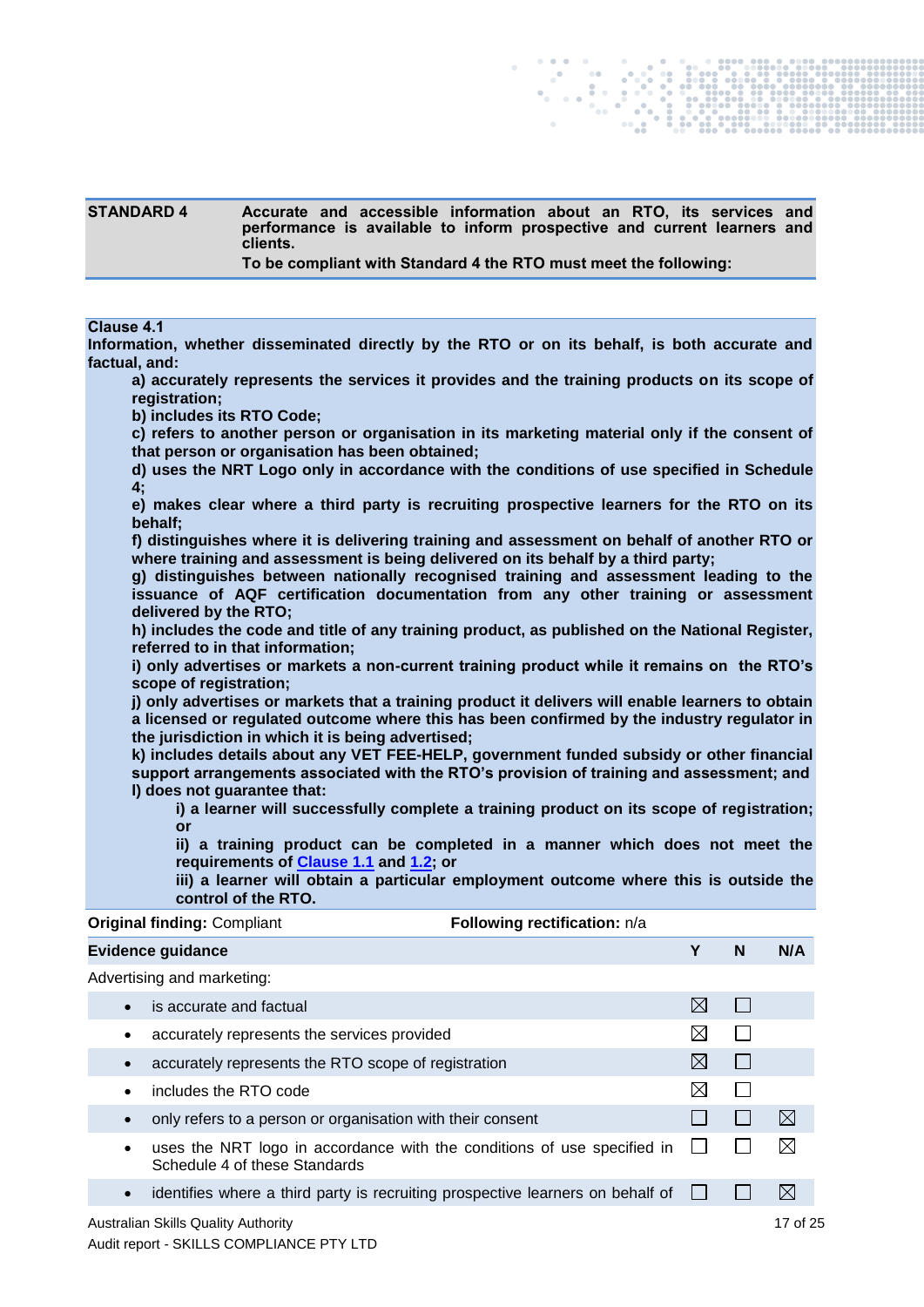| STANDARD 4 | Accurate and accessible information about an RTO, its services and performance is available to inform prospective and current learners and clients. **To be compliant with Standard 4 the RTO must meet the following:** |
|---|---|

**Clause 4.1**

**Information, whether disseminated directly by the RTO or on its behalf, is both accurate and factual, and:**

> **a) accurately represents the services it provides and the training products on its scope of registration;**
> **b) includes its RTO Code;**
> **c) refers to another person or organisation in its marketing material only if the consent of that person or organisation has been obtained;**
> **d) uses the NRT Logo only in accordance with the conditions of use specified in Schedule 4;**
> **e) makes clear where a third party is recruiting prospective learners for the RTO on its behalf;**
> **f) distinguishes where it is delivering training and assessment on behalf of another RTO or where training and assessment is being delivered on its behalf by a third party;**
> **g) distinguishes between nationally recognised training and assessment leading to the issuance of AQF certification documentation from any other training or assessment delivered by the RTO;**
> **h) includes the code and title of any training product, as published on the National Register, referred to in that information;**
> **i) only advertises or markets a non-current training product while it remains on the RTO's scope of registration;**
> **j) only advertises or markets that a training product it delivers will enable learners to obtain a licensed or regulated outcome where this has been confirmed by the industry regulator in the jurisdiction in which it is being advertised;**
> **k) includes details about any VET FEE-HELP, government funded subsidy or other financial support arrangements associated with the RTO's provision of training and assessment; and**
> **l) does not guarantee that:**
>> **i) a learner will successfully complete a training product on its scope of registration; or**
>> **ii) a training product can be completed in a manner which does not meet the requirements of Clause 1.1 and 1.2; or**
>> **iii) a learner will obtain a particular employment outcome where this is outside the control of the RTO.**

**Original finding:** Compliant **Following rectification:** n/a

| Evidence guidance | Y | N | N/A |
|---|---|---|---|
| Advertising and marketing: | | | |
| • is accurate and factual | ☒ | ☐ | |
| • accurately represents the services provided | ☒ | ☐ | |
| • accurately represents the RTO scope of registration | ☒ | ☐ | |
| • includes the RTO code | ☒ | ☐ | |
| • only refers to a person or organisation with their consent | ☐ | ☐ | ☒ |
| • uses the NRT logo in accordance with the conditions of use specified in Schedule 4 of these Standards | ☐ | ☐ | ☒ |
| • identifies where a third party is recruiting prospective learners on behalf of | ☐ | ☐ | ☒ |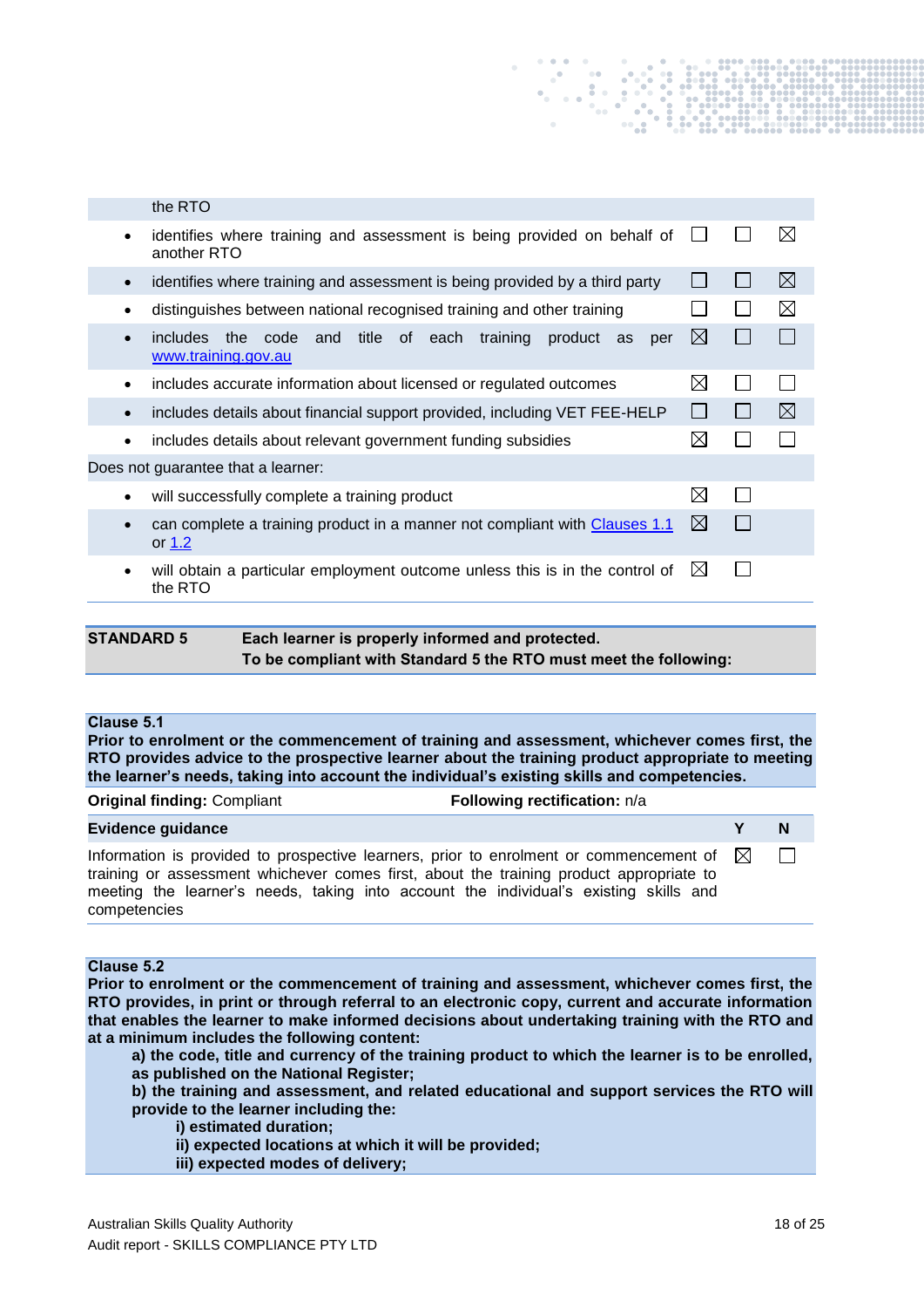| | | | |
|---|---|---|---|
| the RTO | | | |
| • identifies where training and assessment is being provided on behalf of another RTO | ☐ | ☐ | ☒ |
| • identifies where training and assessment is being provided by a third party | ☐ | ☐ | ☒ |
| • distinguishes between national recognised training and other training | ☐ | ☐ | ☒ |
| • includes the code and title of each training product as per [www.training.gov.au](http://www.training.gov.au) | ☒ | ☐ | ☐ |
| • includes accurate information about licensed or regulated outcomes | ☒ | ☐ | ☐ |
| • includes details about financial support provided, including VET FEE-HELP | ☐ | ☐ | ☒ |
| • includes details about relevant government funding subsidies | ☒ | ☐ | ☐ |
| Does not guarantee that a learner: | | | |
| • will successfully complete a training product | ☒ | ☐ | |
| • can complete a training product in a manner not compliant with Clauses 1.1 or 1.2 | ☒ | ☐ | |
| • will obtain a particular employment outcome unless this is in the control of the RTO | ☒ | ☐ | |

| STANDARD 5 | Each learner is properly informed and protected. To be compliant with Standard 5 the RTO must meet the following: |
|---|---|

**Clause 5.1**
**Prior to enrolment or the commencement of training and assessment, whichever comes first, the RTO provides advice to the prospective learner about the training product appropriate to meeting the learner's needs, taking into account the individual's existing skills and competencies.**

**Original finding:** Compliant **Following rectification:** n/a

| Evidence guidance | Y | N |
|---|---|---|
| Information is provided to prospective learners, prior to enrolment or commencement of training or assessment whichever comes first, about the training product appropriate to meeting the learner's needs, taking into account the individual's existing skills and competencies | ☒ | ☐ |

**Clause 5.2**
**Prior to enrolment or the commencement of training and assessment, whichever comes first, the RTO provides, in print or through referral to an electronic copy, current and accurate information that enables the learner to make informed decisions about undertaking training with the RTO and at a minimum includes the following content:**

**a) the code, title and currency of the training product to which the learner is to be enrolled, as published on the National Register;**

**b) the training and assessment, and related educational and support services the RTO will provide to the learner including the:**

**i) estimated duration;**

**ii) expected locations at which it will be provided;**

**iii) expected modes of delivery;**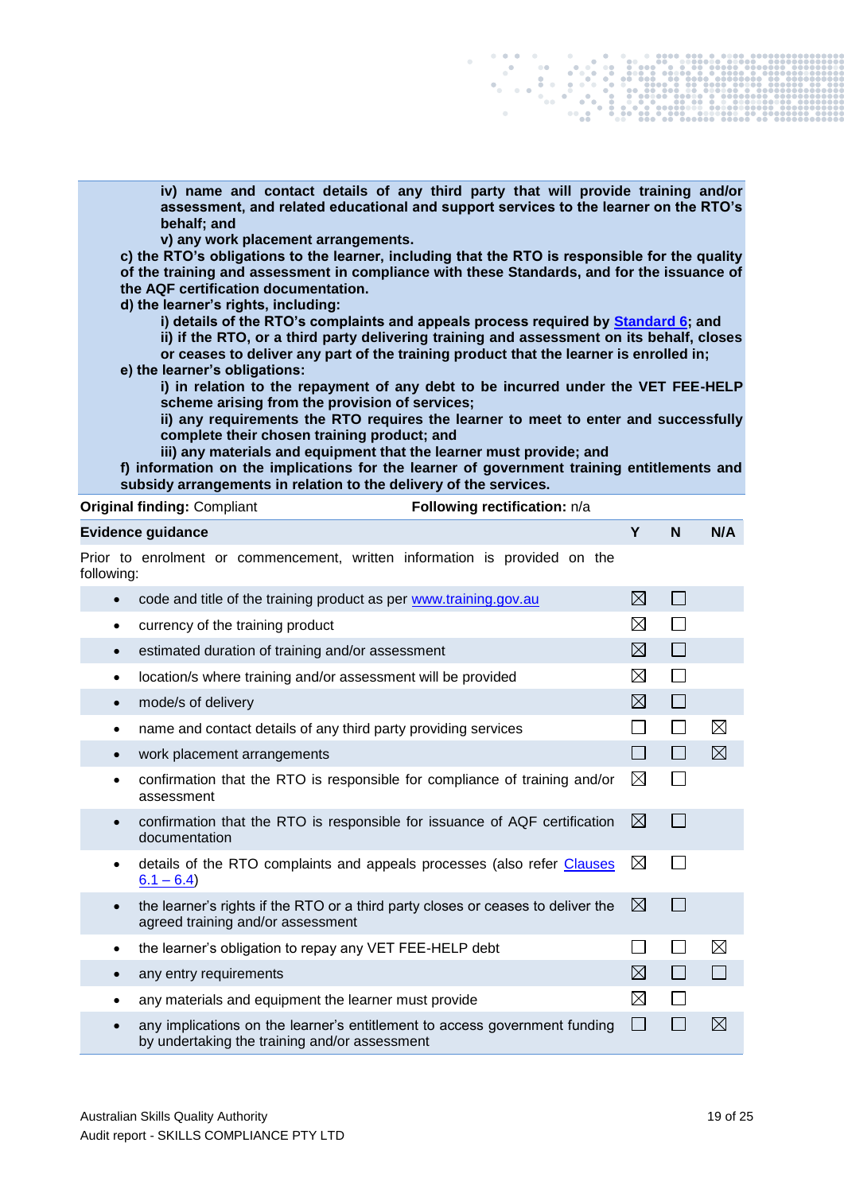**iv) name and contact details of any third party that will provide training and/or assessment, and related educational and support services to the learner on the RTO's behalf; and**
**v) any work placement arrangements.**
**c) the RTO's obligations to the learner, including that the RTO is responsible for the quality of the training and assessment in compliance with these Standards, and for the issuance of the AQF certification documentation.**
**d) the learner's rights, including:**
**i) details of the RTO's complaints and appeals process required by Standard 6; and**
**ii) if the RTO, or a third party delivering training and assessment on its behalf, closes or ceases to deliver any part of the training product that the learner is enrolled in;**
**e) the learner's obligations:**
**i) in relation to the repayment of any debt to be incurred under the VET FEE-HELP scheme arising from the provision of services;**
**ii) any requirements the RTO requires the learner to meet to enter and successfully complete their chosen training product; and**
**iii) any materials and equipment that the learner must provide; and**
**f) information on the implications for the learner of government training entitlements and subsidy arrangements in relation to the delivery of the services.**

**Original finding:** Compliant **Following rectification:** n/a

| Evidence guidance | Y | N | N/A |
|---|---|---|---|
| Prior to enrolment or commencement, written information is provided on the following: | | | |
| • code and title of the training product as per www.training.gov.au | ☒ | ☐ | |
| • currency of the training product | ☒ | ☐ | |
| • estimated duration of training and/or assessment | ☒ | ☐ | |
| • location/s where training and/or assessment will be provided | ☒ | ☐ | |
| • mode/s of delivery | ☒ | ☐ | |
| • name and contact details of any third party providing services | ☐ | ☐ | ☒ |
| • work placement arrangements | ☐ | ☐ | ☒ |
| • confirmation that the RTO is responsible for compliance of training and/or assessment | ☒ | ☐ | |
| • confirmation that the RTO is responsible for issuance of AQF certification documentation | ☒ | ☐ | |
| • details of the RTO complaints and appeals processes (also refer Clauses 6.1 – 6.4) | ☒ | ☐ | |
| • the learner's rights if the RTO or a third party closes or ceases to deliver the agreed training and/or assessment | ☒ | ☐ | |
| • the learner's obligation to repay any VET FEE-HELP debt | ☐ | ☐ | ☒ |
| • any entry requirements | ☒ | ☐ | ☐ |
| • any materials and equipment the learner must provide | ☒ | ☐ | |
| • any implications on the learner's entitlement to access government funding by undertaking the training and/or assessment | ☐ | ☐ | ☒ |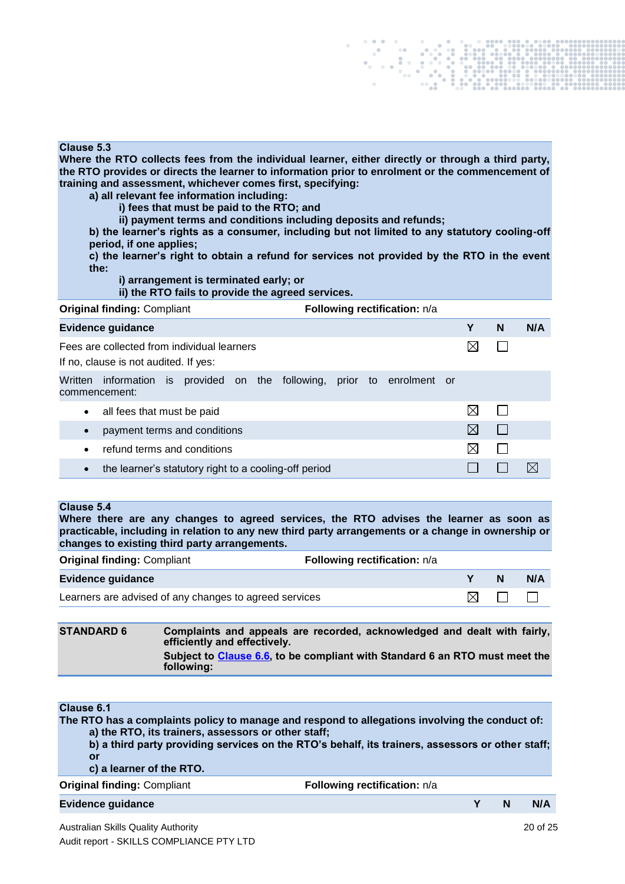**Clause 5.3**
**Where the RTO collects fees from the individual learner, either directly or through a third party, the RTO provides or directs the learner to information prior to enrolment or the commencement of training and assessment, whichever comes first, specifying:**

**a) all relevant fee information including:**

**i) fees that must be paid to the RTO; and**

**ii) payment terms and conditions including deposits and refunds;**

**b) the learner's rights as a consumer, including but not limited to any statutory cooling-off period, if one applies;**

**c) the learner's right to obtain a refund for services not provided by the RTO in the event the:**

**i) arrangement is terminated early; or**

**ii) the RTO fails to provide the agreed services.**

**Original finding:** Compliant **Following rectification:** n/a

| **Evidence guidance** | **Y** | **N** | **N/A** |
|---|---|---|---|
| Fees are collected from individual learners<br>If no, clause is not audited. If yes: | ☒ | ☐ | |
| Written information is provided on the following, prior to enrolment or commencement: | | | |
| • all fees that must be paid | ☒ | ☐ | |
| • payment terms and conditions | ☒ | ☐ | |
| • refund terms and conditions | ☒ | ☐ | |
| • the learner's statutory right to a cooling-off period | ☐ | ☐ | ☒ |

**Clause 5.4**
**Where there are any changes to agreed services, the RTO advises the learner as soon as practicable, including in relation to any new third party arrangements or a change in ownership or changes to existing third party arrangements.**

**Original finding:** Compliant **Following rectification:** n/a

| **Evidence guidance** | **Y** | **N** | **N/A** |
|---|---|---|---|
| Learners are advised of any changes to agreed services | ☒ | ☐ | ☐ |

| **STANDARD 6** | **Complaints and appeals are recorded, acknowledged and dealt with fairly, efficiently and effectively.**<br>**Subject to Clause 6.6, to be compliant with Standard 6 an RTO must meet the following:** |
|---|---|

**Clause 6.1**
**The RTO has a complaints policy to manage and respond to allegations involving the conduct of:**

**a) the RTO, its trainers, assessors or other staff;**

**b) a third party providing services on the RTO's behalf, its trainers, assessors or other staff; or**

**c) a learner of the RTO.**

**Original finding:** Compliant **Following rectification:** n/a

| **Evidence guidance** | **Y** | **N** | **N/A** |
|---|---|---|---|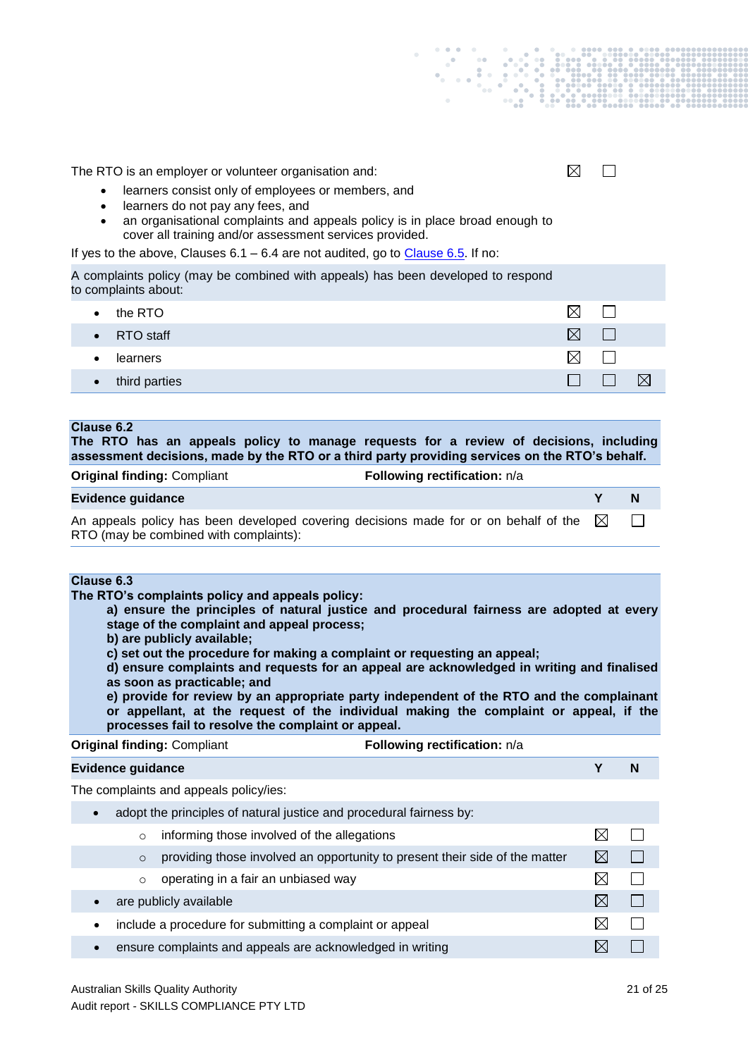| | | | |
|---|---|---|---|
| The RTO is an employer or volunteer organisation and:<br>• learners consist only of employees or members, and<br>• learners do not pay any fees, and<br>• an organisational complaints and appeals policy is in place broad enough to cover all training and/or assessment services provided. | ☒ | ☐ | |

If yes to the above, Clauses 6.1 – 6.4 are not audited, go to Clause 6.5. If no:

| | | | |
|---|---|---|---|
| A complaints policy (may be combined with appeals) has been developed to respond to complaints about: | | | |
| • the RTO | ☒ | ☐ | |
| • RTO staff | ☒ | ☐ | |
| • learners | ☒ | ☐ | |
| • third parties | ☐ | ☐ | ☒ |

**Clause 6.2**
**The RTO has an appeals policy to manage requests for a review of decisions, including assessment decisions, made by the RTO or a third party providing services on the RTO's behalf.**

**Original finding:** Compliant **Following rectification:** n/a

| Evidence guidance | Y | N |
|---|---|---|
| An appeals policy has been developed covering decisions made for or on behalf of the RTO (may be combined with complaints): | ☒ | ☐ |

**Clause 6.3**
**The RTO's complaints policy and appeals policy:**

**a) ensure the principles of natural justice and procedural fairness are adopted at every stage of the complaint and appeal process;**
**b) are publicly available;**
**c) set out the procedure for making a complaint or requesting an appeal;**
**d) ensure complaints and requests for an appeal are acknowledged in writing and finalised as soon as practicable; and**
**e) provide for review by an appropriate party independent of the RTO and the complainant or appellant, at the request of the individual making the complaint or appeal, if the processes fail to resolve the complaint or appeal.**

**Original finding:** Compliant **Following rectification:** n/a

| Evidence guidance | Y | N |
|---|---|---|
| The complaints and appeals policy/ies: | | |
| • adopt the principles of natural justice and procedural fairness by: | | |
| ○ informing those involved of the allegations | ☒ | ☐ |
| ○ providing those involved an opportunity to present their side of the matter | ☒ | ☐ |
| ○ operating in a fair an unbiased way | ☒ | ☐ |
| • are publicly available | ☒ | ☐ |
| • include a procedure for submitting a complaint or appeal | ☒ | ☐ |
| • ensure complaints and appeals are acknowledged in writing | ☒ | ☐ |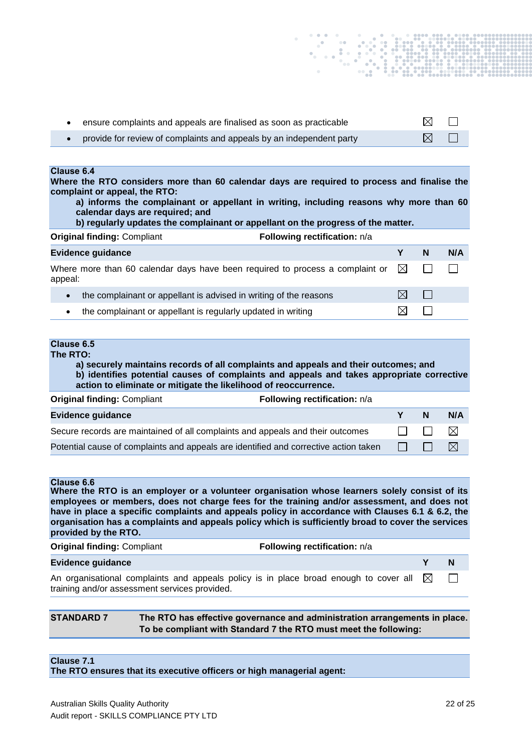| | Y | N |
|---|---|---|
| • ensure complaints and appeals are finalised as soon as practicable | ☒ | ☐ |
| • provide for review of complaints and appeals by an independent party | ☒ | ☐ |

**Clause 6.4**
**Where the RTO considers more than 60 calendar days are required to process and finalise the complaint or appeal, the RTO:**
**a) informs the complainant or appellant in writing, including reasons why more than 60 calendar days are required; and**
**b) regularly updates the complainant or appellant on the progress of the matter.**

**Original finding:** Compliant **Following rectification:** n/a

| **Evidence guidance** | **Y** | **N** | **N/A** |
|---|---|---|---|
| Where more than 60 calendar days have been required to process a complaint or appeal: | ☒ | ☐ | ☐ |
| • the complainant or appellant is advised in writing of the reasons | ☒ | ☐ | |
| • the complainant or appellant is regularly updated in writing | ☒ | ☐ | |

**Clause 6.5**
**The RTO:**
**a) securely maintains records of all complaints and appeals and their outcomes; and**
**b) identifies potential causes of complaints and appeals and takes appropriate corrective action to eliminate or mitigate the likelihood of reoccurrence.**

**Original finding:** Compliant **Following rectification:** n/a

| **Evidence guidance** | **Y** | **N** | **N/A** |
|---|---|---|---|
| Secure records are maintained of all complaints and appeals and their outcomes | ☐ | ☐ | ☒ |
| Potential cause of complaints and appeals are identified and corrective action taken | ☐ | ☐ | ☒ |

**Clause 6.6**
**Where the RTO is an employer or a volunteer organisation whose learners solely consist of its employees or members, does not charge fees for the training and/or assessment, and does not have in place a specific complaints and appeals policy in accordance with Clauses 6.1 & 6.2, the organisation has a complaints and appeals policy which is sufficiently broad to cover the services provided by the RTO.**

**Original finding:** Compliant **Following rectification:** n/a

| **Evidence guidance** | **Y** | **N** |
|---|---|---|
| An organisational complaints and appeals policy is in place broad enough to cover all training and/or assessment services provided. | ☒ | ☐ |

**STANDARD 7** **The RTO has effective governance and administration arrangements in place. To be compliant with Standard 7 the RTO must meet the following:**

**Clause 7.1**
**The RTO ensures that its executive officers or high managerial agent:**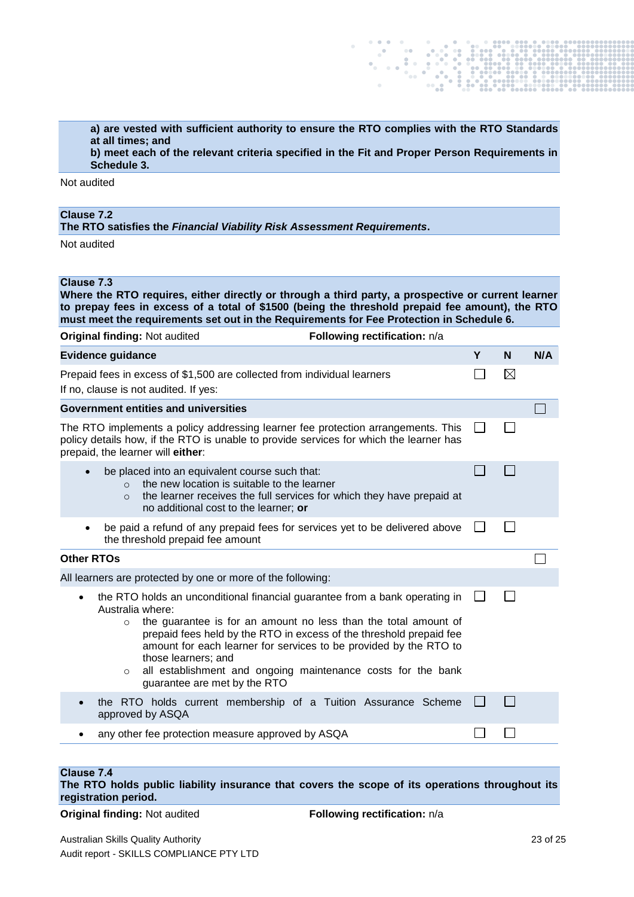**a) are vested with sufficient authority to ensure the RTO complies with the RTO Standards at all times; and**
**b) meet each of the relevant criteria specified in the Fit and Proper Person Requirements in Schedule 3.**

Not audited

**Clause 7.2**
**The RTO satisfies the *Financial Viability Risk Assessment Requirements*.**

Not audited

**Clause 7.3**
**Where the RTO requires, either directly or through a third party, a prospective or current learner to prepay fees in excess of a total of $1500 (being the threshold prepaid fee amount), the RTO must meet the requirements set out in the Requirements for Fee Protection in Schedule 6.**

**Original finding:** Not audited  **Following rectification:** n/a

| **Evidence guidance** | **Y** | **N** | **N/A** |
|---|---|---|---|
| Prepaid fees in excess of $1,500 are collected from individual learners<br>If no, clause is not audited. If yes: | ☐ | ☒ | |
| **Government entities and universities** | | | ☐ |
| The RTO implements a policy addressing learner fee protection arrangements. This policy details how, if the RTO is unable to provide services for which the learner has prepaid, the learner will **either**: | ☐ | ☐ | |
| • be placed into an equivalent course such that:<br>  ◦ the new location is suitable to the learner<br>  ◦ the learner receives the full services for which they have prepaid at no additional cost to the learner; **or** | ☐ | ☐ | |
| • be paid a refund of any prepaid fees for services yet to be delivered above the threshold prepaid fee amount | ☐ | ☐ | |
| **Other RTOs** | | | ☐ |
| All learners are protected by one or more of the following: | | | |
| • the RTO holds an unconditional financial guarantee from a bank operating in Australia where:<br>  ◦ the guarantee is for an amount no less than the total amount of prepaid fees held by the RTO in excess of the threshold prepaid fee amount for each learner for services to be provided by the RTO to those learners; and<br>  ◦ all establishment and ongoing maintenance costs for the bank guarantee are met by the RTO | ☐ | ☐ | |
| • the RTO holds current membership of a Tuition Assurance Scheme approved by ASQA | ☐ | ☐ | |
| • any other fee protection measure approved by ASQA | ☐ | ☐ | |

**Clause 7.4**
**The RTO holds public liability insurance that covers the scope of its operations throughout its registration period.**

**Original finding:** Not audited  **Following rectification:** n/a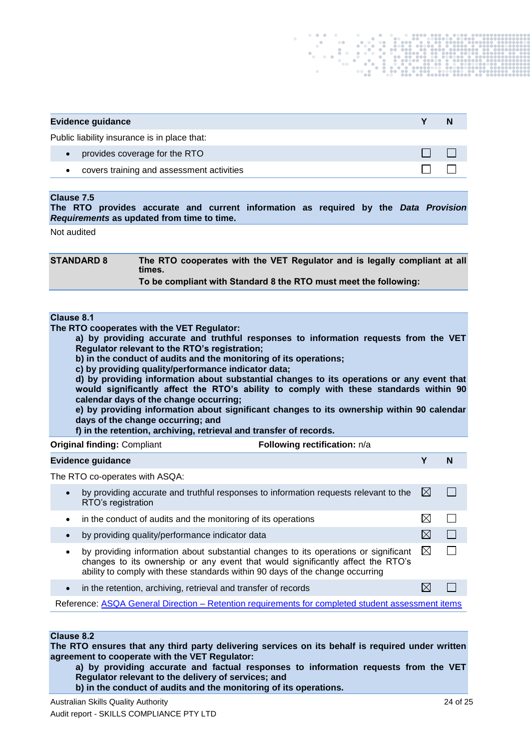| Evidence guidance | Y | N |
| --- | --- | --- |
| Public liability insurance is in place that: | | |
| • provides coverage for the RTO | ☐ | ☐ |
| • covers training and assessment activities | ☐ | ☐ |

**Clause 7.5**
**The RTO provides accurate and current information as required by the *Data Provision Requirements* as updated from time to time.**

Not audited

| **STANDARD 8** | **The RTO cooperates with the VET Regulator and is legally compliant at all times.** **To be compliant with Standard 8 the RTO must meet the following:** |
| --- | --- |

**Clause 8.1**
**The RTO cooperates with the VET Regulator:**

**a) by providing accurate and truthful responses to information requests from the VET Regulator relevant to the RTO's registration;**
**b) in the conduct of audits and the monitoring of its operations;**
**c) by providing quality/performance indicator data;**
**d) by providing information about substantial changes to its operations or any event that would significantly affect the RTO's ability to comply with these standards within 90 calendar days of the change occurring;**
**e) by providing information about significant changes to its ownership within 90 calendar days of the change occurring; and**
**f) in the retention, archiving, retrieval and transfer of records.**

**Original finding:** Compliant **Following rectification:** n/a

| Evidence guidance | Y | N |
| --- | --- | --- |
| The RTO co-operates with ASQA: | | |
| • by providing accurate and truthful responses to information requests relevant to the RTO's registration | ☒ | ☐ |
| • in the conduct of audits and the monitoring of its operations | ☒ | ☐ |
| • by providing quality/performance indicator data | ☒ | ☐ |
| • by providing information about substantial changes to its operations or significant changes to its ownership or any event that would significantly affect the RTO's ability to comply with these standards within 90 days of the change occurring | ☒ | ☐ |
| • in the retention, archiving, retrieval and transfer of records | ☒ | ☐ |

Reference: ASQA General Direction – Retention requirements for completed student assessment items

**Clause 8.2**
**The RTO ensures that any third party delivering services on its behalf is required under written agreement to cooperate with the VET Regulator:**

**a) by providing accurate and factual responses to information requests from the VET Regulator relevant to the delivery of services; and**
**b) in the conduct of audits and the monitoring of its operations.**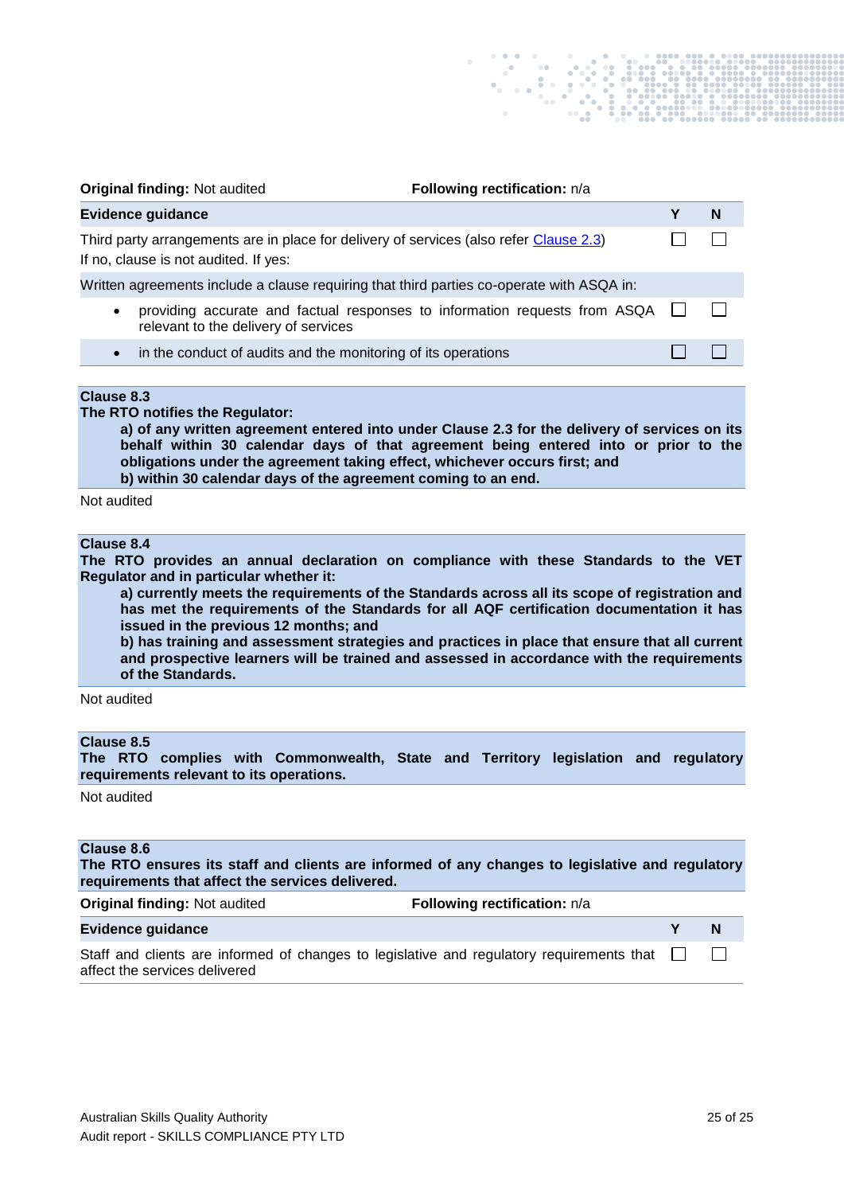**Original finding:** Not audited **Following rectification:** n/a

| Evidence guidance | Y | N |
|---|---|---|
| Third party arrangements are in place for delivery of services (also refer Clause 2.3)<br>If no, clause is not audited. If yes: | ☐ | ☐ |
| Written agreements include a clause requiring that third parties co-operate with ASQA in: | | |
| • providing accurate and factual responses to information requests from ASQA relevant to the delivery of services | ☐ | ☐ |
| • in the conduct of audits and the monitoring of its operations | ☐ | ☐ |

**Clause 8.3**
**The RTO notifies the Regulator:**

> **a) of any written agreement entered into under Clause 2.3 for the delivery of services on its behalf within 30 calendar days of that agreement being entered into or prior to the obligations under the agreement taking effect, whichever occurs first; and**
> **b) within 30 calendar days of the agreement coming to an end.**

Not audited

**Clause 8.4**
**The RTO provides an annual declaration on compliance with these Standards to the VET Regulator and in particular whether it:**

> **a) currently meets the requirements of the Standards across all its scope of registration and has met the requirements of the Standards for all AQF certification documentation it has issued in the previous 12 months; and**
> **b) has training and assessment strategies and practices in place that ensure that all current and prospective learners will be trained and assessed in accordance with the requirements of the Standards.**

Not audited

**Clause 8.5**
**The RTO complies with Commonwealth, State and Territory legislation and regulatory requirements relevant to its operations.**

Not audited

**Clause 8.6**
**The RTO ensures its staff and clients are informed of any changes to legislative and regulatory requirements that affect the services delivered.**

**Original finding:** Not audited **Following rectification:** n/a

| Evidence guidance | Y | N |
|---|---|---|
| Staff and clients are informed of changes to legislative and regulatory requirements that affect the services delivered | ☐ | ☐ |